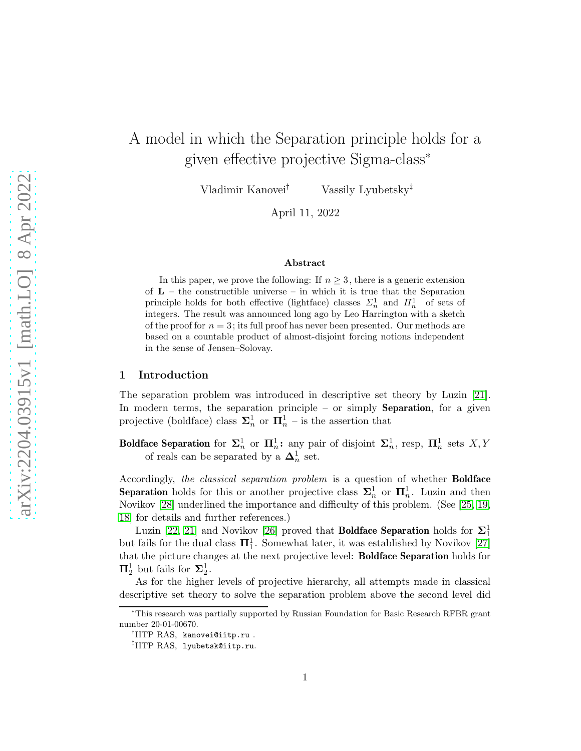# A model in which the Separation principle holds for a given effective projective Sigma-class*

Vladimir Kanovei[†] Vassily Lyubetsky[‡]

April 11, 2022

### Abstract

In this paper, we prove the following: If $n \ge 3$, there is a generic extension of $\mathbf{L}$ – the constructible universe – in which it is true that the Separation principle holds for both effective (lightface) classes $\Sigma^1_n$ and $\Pi^1_n$ of sets of integers. The result was announced long ago by Leo Harrington with a sketch of the proof for $n = 3$; its full proof has never been presented. Our methods are based on a countable product of almost-disjoint forcing notions independent in the sense of Jensen–Solovay.

## 1 Introduction

The separation problem was introduced in descriptive set theory by Luzin [21]. In modern terms, the separation principle – or simply **Separation**, for a given projective (boldface) class $\mathbf{\Sigma}^1_n$ or $\mathbf{\Pi}^1_n$ – is the assertion that

**Boldface Separation** for $\mathbf{\Sigma}^1_n$ or $\mathbf{\Pi}^1_n$**:** any pair of disjoint $\mathbf{\Sigma}^1_n$, resp, $\mathbf{\Pi}^1_n$ sets $X, Y$ of reals can be separated by a $\mathbf{\Delta}^1_n$ set.

Accordingly, *the classical separation problem* is a question of whether **Boldface Separation** holds for this or another projective class $\mathbf{\Sigma}^1_n$ or $\mathbf{\Pi}^1_n$. Luzin and then Novikov [28] underlined the importance and difficulty of this problem. (See [25, 19, 18] for details and further references.)

Luzin [22, 21] and Novikov [26] proved that **Boldface Separation** holds for $\mathbf{\Sigma}^1_1$ but fails for the dual class $\mathbf{\Pi}^1_1$. Somewhat later, it was established by Novikov [27] that the picture changes at the next projective level: **Boldface Separation** holds for $\mathbf{\Pi}^1_2$ but fails for $\mathbf{\Sigma}^1_2$.

As for the higher levels of projective hierarchy, all attempts made in classical descriptive set theory to solve the separation problem above the second level did

---

*This research was partially supported by Russian Foundation for Basic Research RFBR grant number 20-01-00670.

[†]IITP RAS, kanovei@iitp.ru .

[‡]IITP RAS, lyubetsk@iitp.ru.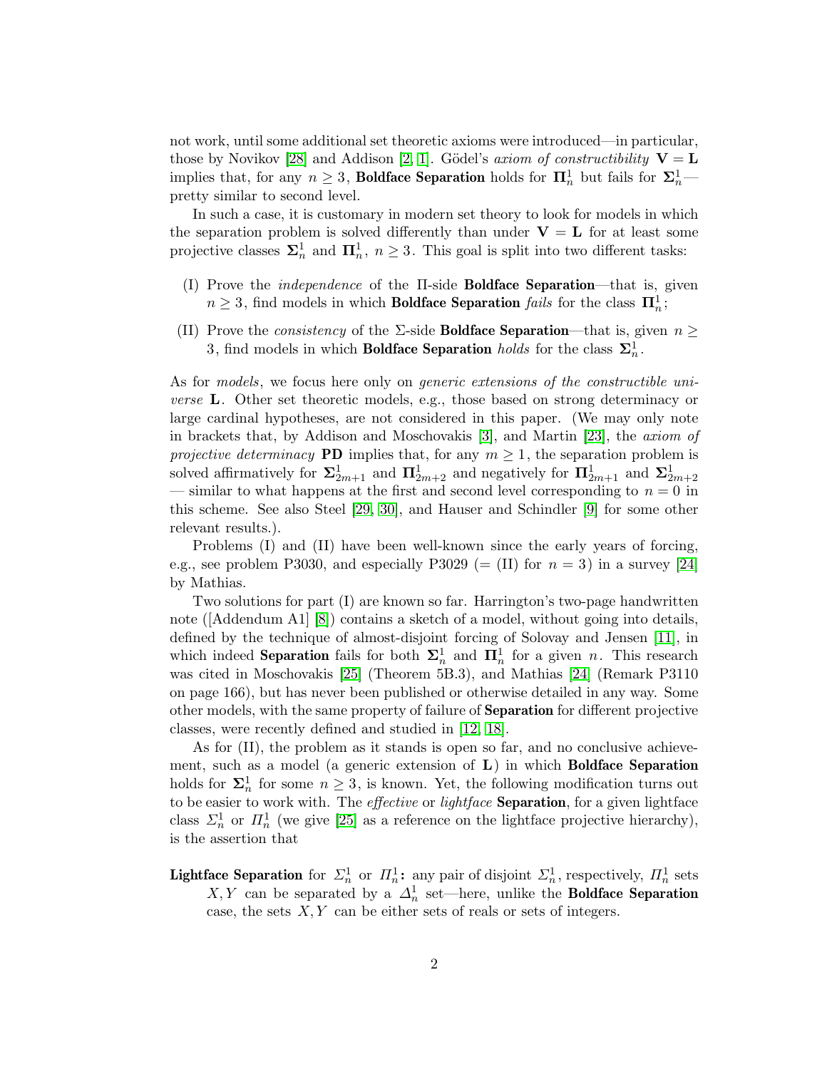not work, until some additional set theoretic axioms were introduced—in particular, those by Novikov [28] and Addison [2, 1]. Gödel's *axiom of constructibility* $\mathbf{V} = \mathbf{L}$ implies that, for any $n \geq 3$, **Boldface Separation** holds for $\mathbf{\Pi}^1_n$ but fails for $\mathbf{\Sigma}^1_n$—pretty similar to second level.

In such a case, it is customary in modern set theory to look for models in which the separation problem is solved differently than under $\mathbf{V} = \mathbf{L}$ for at least some projective classes $\mathbf{\Sigma}^1_n$ and $\mathbf{\Pi}^1_n$, $n \geq 3$. This goal is split into two different tasks:

- (I) Prove the *independence* of the Π-side **Boldface Separation**—that is, given $n \geq 3$, find models in which **Boldface Separation** *fails* for the class $\mathbf{\Pi}^1_n$;
- (II) Prove the *consistency* of the Σ-side **Boldface Separation**—that is, given $n \geq 3$, find models in which **Boldface Separation** *holds* for the class $\mathbf{\Sigma}^1_n$.

As for *models*, we focus here only on *generic extensions of the constructible universe* $\mathbf{L}$. Other set theoretic models, e.g., those based on strong determinacy or large cardinal hypotheses, are not considered in this paper. (We may only note in brackets that, by Addison and Moschovakis [3], and Martin [23], the *axiom of projective determinacy* **PD** implies that, for any $m \geq 1$, the separation problem is solved affirmatively for $\mathbf{\Sigma}^1_{2m+1}$ and $\mathbf{\Pi}^1_{2m+2}$ and negatively for $\mathbf{\Pi}^1_{2m+1}$ and $\mathbf{\Sigma}^1_{2m+2}$ — similar to what happens at the first and second level corresponding to $n = 0$ in this scheme. See also Steel [29, 30], and Hauser and Schindler [9] for some other relevant results.).

Problems (I) and (II) have been well-known since the early years of forcing, e.g., see problem P3030, and especially P3029 (= (II) for $n = 3$) in a survey [24] by Mathias.

Two solutions for part (I) are known so far. Harrington's two-page handwritten note ([Addendum A1] [8]) contains a sketch of a model, without going into details, defined by the technique of almost-disjoint forcing of Solovay and Jensen [11], in which indeed **Separation** fails for both $\mathbf{\Sigma}^1_n$ and $\mathbf{\Pi}^1_n$ for a given $n$. This research was cited in Moschovakis [25] (Theorem 5B.3), and Mathias [24] (Remark P3110 on page 166), but has never been published or otherwise detailed in any way. Some other models, with the same property of failure of **Separation** for different projective classes, were recently defined and studied in [12, 18].

As for (II), the problem as it stands is open so far, and no conclusive achievement, such as a model (a generic extension of $\mathbf{L}$) in which **Boldface Separation** holds for $\mathbf{\Sigma}^1_n$ for some $n \geq 3$, is known. Yet, the following modification turns out to be easier to work with. The *effective* or *lightface* **Separation**, for a given lightface class $\Sigma^1_n$ or $\Pi^1_n$ (we give [25] as a reference on the lightface projective hierarchy), is the assertion that

**Lightface Separation** for $\Sigma^1_n$ or $\Pi^1_n$**:** any pair of disjoint $\Sigma^1_n$, respectively, $\Pi^1_n$ sets $X, Y$ can be separated by a $\Delta^1_n$ set—here, unlike the **Boldface Separation** case, the sets $X, Y$ can be either sets of reals or sets of integers.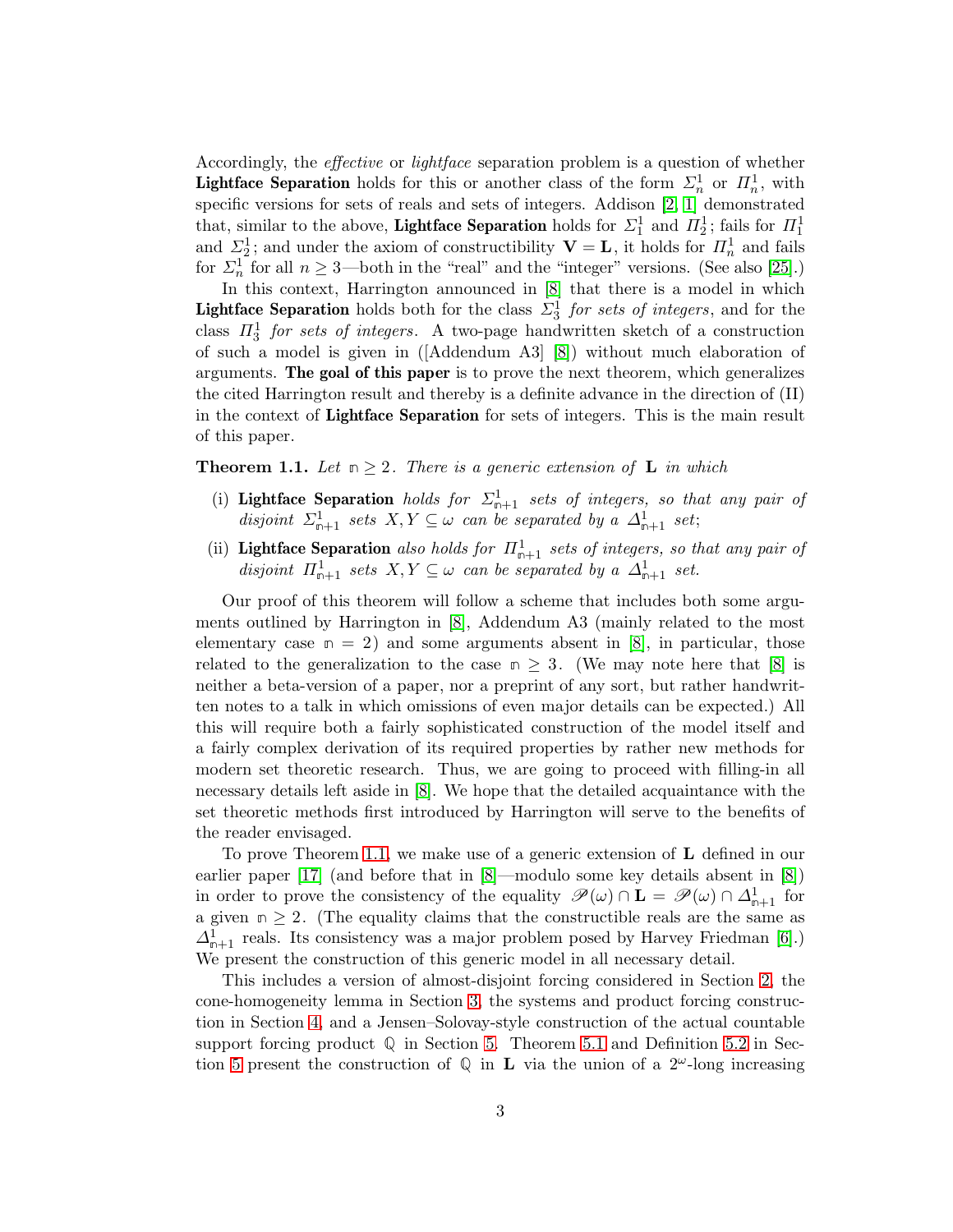Accordingly, the *effective* or *lightface* separation problem is a question of whether **Lightface Separation** holds for this or another class of the form $\Sigma^1_n$ or $\Pi^1_n$, with specific versions for sets of reals and sets of integers. Addison [2, 1] demonstrated that, similar to the above, **Lightface Separation** holds for $\Sigma^1_1$ and $\Pi^1_2$; fails for $\Pi^1_1$ and $\Sigma^1_2$; and under the axiom of constructibility $\mathbf{V} = \mathbf{L}$, it holds for $\Pi^1_n$ and fails for $\Sigma^1_n$ for all $n \geq 3$—both in the "real" and the "integer" versions. (See also [25].)

In this context, Harrington announced in [8] that there is a model in which **Lightface Separation** holds both for the class $\Sigma^1_3$ *for sets of integers*, and for the class $\Pi^1_3$ *for sets of integers*. A two-page handwritten sketch of a construction of such a model is given in ([Addendum A3] [8]) without much elaboration of arguments. **The goal of this paper** is to prove the next theorem, which generalizes the cited Harrington result and thereby is a definite advance in the direction of (II) in the context of **Lightface Separation** for sets of integers. This is the main result of this paper.

**Theorem 1.1.** *Let $\mathtt{n} \geq 2$. There is a generic extension of $\mathbf{L}$ in which*

- (i) **Lightface Separation** *holds for $\Sigma^1_{\mathtt{n}+1}$ sets of integers, so that any pair of disjoint $\Sigma^1_{\mathtt{n}+1}$ sets $X, Y \subseteq \omega$ can be separated by a $\Delta^1_{\mathtt{n}+1}$ set;*
- (ii) **Lightface Separation** *also holds for $\Pi^1_{\mathtt{n}+1}$ sets of integers, so that any pair of disjoint $\Pi^1_{\mathtt{n}+1}$ sets $X, Y \subseteq \omega$ can be separated by a $\Delta^1_{\mathtt{n}+1}$ set.*

Our proof of this theorem will follow a scheme that includes both some arguments outlined by Harrington in [8], Addendum A3 (mainly related to the most elementary case $\mathtt{n} = 2$) and some arguments absent in [8], in particular, those related to the generalization to the case $\mathtt{n} \geq 3$. (We may note here that [8] is neither a beta-version of a paper, nor a preprint of any sort, but rather handwritten notes to a talk in which omissions of even major details can be expected.) All this will require both a fairly sophisticated construction of the model itself and a fairly complex derivation of its required properties by rather new methods for modern set theoretic research. Thus, we are going to proceed with filling-in all necessary details left aside in [8]. We hope that the detailed acquaintance with the set theoretic methods first introduced by Harrington will serve to the benefits of the reader envisaged.

To prove Theorem 1.1, we make use of a generic extension of $\mathbf{L}$ defined in our earlier paper [17] (and before that in [8]—modulo some key details absent in [8]) in order to prove the consistency of the equality $\mathscr{P}(\omega) \cap \mathbf{L} = \mathscr{P}(\omega) \cap \Delta^1_{\mathtt{n}+1}$ for a given $\mathtt{n} \geq 2$. (The equality claims that the constructible reals are the same as $\Delta^1_{\mathtt{n}+1}$ reals. Its consistency was a major problem posed by Harvey Friedman [6].) We present the construction of this generic model in all necessary detail.

This includes a version of almost-disjoint forcing considered in Section 2, the cone-homogeneity lemma in Section 3, the systems and product forcing construction in Section 4, and a Jensen–Solovay-style construction of the actual countable support forcing product $\mathbb{Q}$ in Section 5. Theorem 5.1 and Definition 5.2 in Section 5 present the construction of $\mathbb{Q}$ in $\mathbf{L}$ via the union of a $2^\omega$-long increasing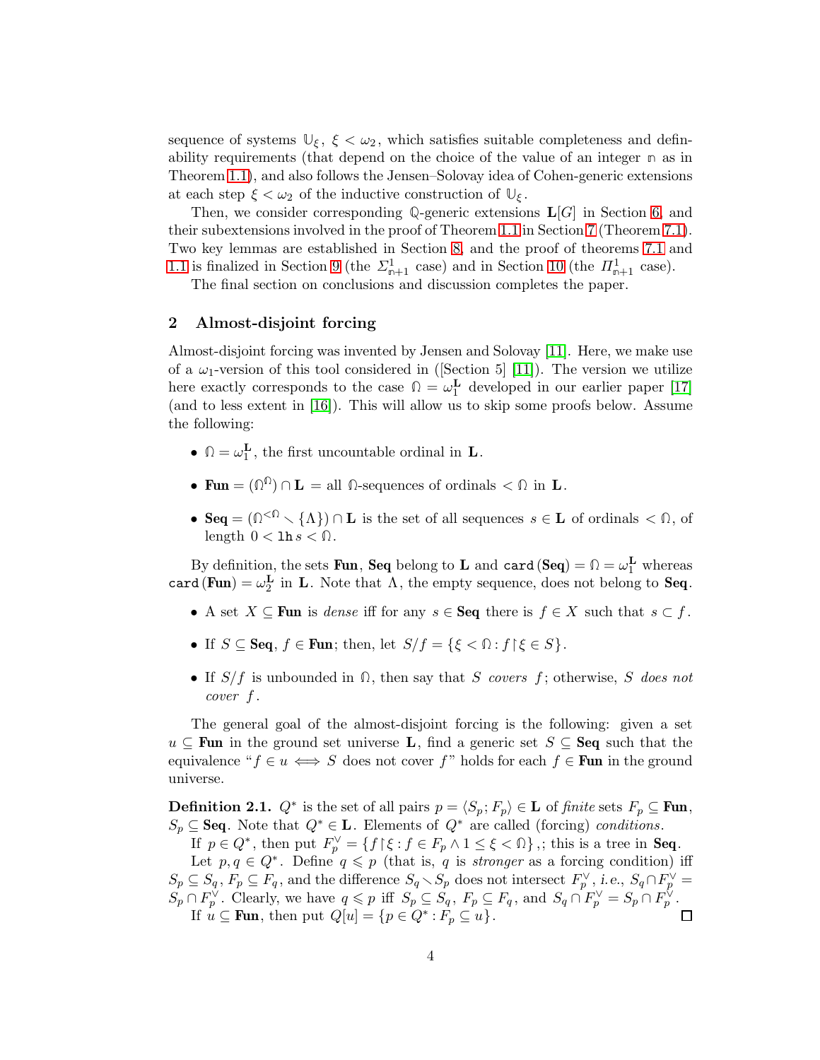sequence of systems $\mathbb{U}_\xi$, $\xi < \omega_2$, which satisfies suitable completeness and definability requirements (that depend on the choice of the value of an integer $\mathbb{n}$ as in Theorem 1.1), and also follows the Jensen–Solovay idea of Cohen-generic extensions at each step $\xi < \omega_2$ of the inductive construction of $\mathbb{U}_\xi$.

Then, we consider corresponding $\mathbb{Q}$-generic extensions $\mathbf{L}[G]$ in Section 6, and their subextensions involved in the proof of Theorem 1.1 in Section 7 (Theorem 7.1). Two key lemmas are established in Section 8, and the proof of theorems 7.1 and 1.1 is finalized in Section 9 (the $\Sigma^1_{\mathbb{n}+1}$ case) and in Section 10 (the $\Pi^1_{\mathbb{n}+1}$ case).

The final section on conclusions and discussion completes the paper.

## 2 Almost-disjoint forcing

Almost-disjoint forcing was invented by Jensen and Solovay [11]. Here, we make use of a $\omega_1$-version of this tool considered in ([Section 5] [11]). The version we utilize here exactly corresponds to the case $\Omega = \omega_1^{\mathbf{L}}$ developed in our earlier paper [17] (and to less extent in [16]). This will allow us to skip some proofs below. Assume the following:

- $\Omega = \omega_1^{\mathbf{L}}$, the first uncountable ordinal in $\mathbf{L}$.
- $\mathbf{Fun} = (\Omega^\Omega) \cap \mathbf{L}$ = all $\Omega$-sequences of ordinals $< \Omega$ in $\mathbf{L}$.
- $\mathbf{Seq} = (\Omega^{<\Omega} \smallsetminus \{\Lambda\}) \cap \mathbf{L}$ is the set of all sequences $s \in \mathbf{L}$ of ordinals $< \Omega$, of length $0 < \mathtt{lh}\, s < \Omega$.

By definition, the sets $\mathbf{Fun}$, $\mathbf{Seq}$ belong to $\mathbf{L}$ and $\mathtt{card}\,(\mathbf{Seq}) = \Omega = \omega_1^{\mathbf{L}}$ whereas $\mathtt{card}\,(\mathbf{Fun}) = \omega_2^{\mathbf{L}}$ in $\mathbf{L}$. Note that $\Lambda$, the empty sequence, does not belong to $\mathbf{Seq}$.

- A set $X \subseteq \mathbf{Fun}$ is *dense* iff for any $s \in \mathbf{Seq}$ there is $f \in X$ such that $s \subset f$.
- If $S \subseteq \mathbf{Seq}$, $f \in \mathbf{Fun}$; then, let $S/f = \{\xi < \Omega : f{\restriction}\xi \in S\}$.
- If $S/f$ is unbounded in $\Omega$, then say that $S$ *covers* $f$; otherwise, $S$ *does not cover* $f$.

The general goal of the almost-disjoint forcing is the following: given a set $u \subseteq \mathbf{Fun}$ in the ground set universe $\mathbf{L}$, find a generic set $S \subseteq \mathbf{Seq}$ such that the equivalence "$f \in u \iff S$ does not cover $f$" holds for each $f \in \mathbf{Fun}$ in the ground universe.

**Definition 2.1.** $Q^*$ is the set of all pairs $p = \langle S_p; F_p\rangle \in \mathbf{L}$ of *finite* sets $F_p \subseteq \mathbf{Fun}$, $S_p \subseteq \mathbf{Seq}$. Note that $Q^* \in \mathbf{L}$. Elements of $Q^*$ are called (forcing) *conditions*.

If $p \in Q^*$, then put $F_p^\vee = \{f{\restriction}\xi : f \in F_p \wedge 1 \le \xi < \Omega\}$,; this is a tree in $\mathbf{Seq}$.

Let $p, q \in Q^*$. Define $q \leqslant p$ (that is, $q$ is *stronger* as a forcing condition) iff $S_p \subseteq S_q$, $F_p \subseteq F_q$, and the difference $S_q \smallsetminus S_p$ does not intersect $F_p^\vee$, *i.e.*, $S_q \cap F_p^\vee = S_p \cap F_p^\vee$. Clearly, we have $q \leqslant p$ iff $S_p \subseteq S_q$, $F_p \subseteq F_q$, and $S_q \cap F_p^\vee = S_p \cap F_p^\vee$.

If $u \subseteq \mathbf{Fun}$, then put $Q[u] = \{p \in Q^* : F_p \subseteq u\}$. □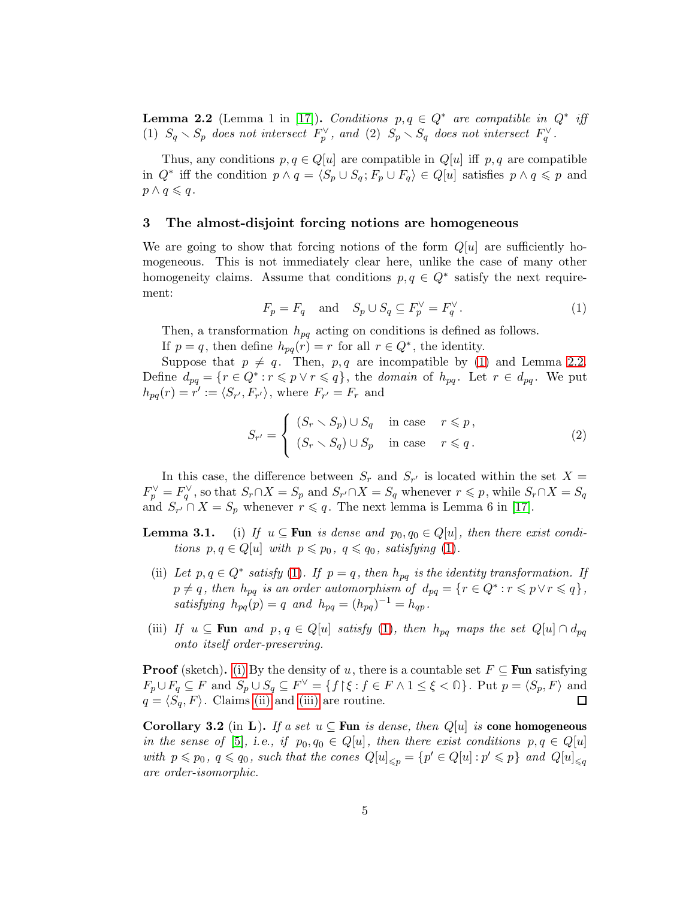**Lemma 2.2** (Lemma 1 in [17]). *Conditions $p, q \in Q^*$ are compatible in $Q^*$ iff (1) $S_q \smallsetminus S_p$ does not intersect $F_p^\vee$, and (2) $S_p \smallsetminus S_q$ does not intersect $F_q^\vee$.*

Thus, any conditions $p, q \in Q[u]$ are compatible in $Q[u]$ iff $p, q$ are compatible in $Q^*$ iff the condition $p \wedge q = \langle S_p \cup S_q ; F_p \cup F_q \rangle \in Q[u]$ satisfies $p \wedge q \leqslant p$ and $p \wedge q \leqslant q$.

## 3 The almost-disjoint forcing notions are homogeneous

We are going to show that forcing notions of the form $Q[u]$ are sufficiently homogeneous. This is not immediately clear here, unlike the case of many other homogeneity claims. Assume that conditions $p, q \in Q^*$ satisfy the next requirement:

$$F_p = F_q \quad \text{and} \quad S_p \cup S_q \subseteq F_p^\vee = F_q^\vee . \tag{1}$$

Then, a transformation $h_{pq}$ acting on conditions is defined as follows.

If $p = q$, then define $h_{pq}(r) = r$ for all $r \in Q^*$, the identity.

Suppose that $p \neq q$. Then, $p, q$ are incompatible by (1) and Lemma 2.2. Define $d_{pq} = \{r \in Q^* : r \leqslant p \vee r \leqslant q\}$, the *domain* of $h_{pq}$. Let $r \in d_{pq}$. We put $h_{pq}(r) = r' := \langle S_{r'}, F_{r'} \rangle$, where $F_{r'} = F_r$ and

$$S_{r'} = \begin{cases} (S_r \smallsetminus S_p) \cup S_q & \text{in case} \quad r \leqslant p , \\ (S_r \smallsetminus S_q) \cup S_p & \text{in case} \quad r \leqslant q . \end{cases} \tag{2}$$

In this case, the difference between $S_r$ and $S_{r'}$ is located within the set $X = F_p^\vee = F_q^\vee$, so that $S_r \cap X = S_p$ and $S_{r'} \cap X = S_q$ whenever $r \leqslant p$, while $S_r \cap X = S_q$ and $S_{r'} \cap X = S_p$ whenever $r \leqslant q$. The next lemma is Lemma 6 in [17].

**Lemma 3.1.** (i) *If $u \subseteq \mathbf{Fun}$ is dense and $p_0, q_0 \in Q[u]$, then there exist conditions $p, q \in Q[u]$ with $p \leqslant p_0$, $q \leqslant q_0$, satisfying (1).*

(ii) *Let $p, q \in Q^*$ satisfy (1). If $p = q$, then $h_{pq}$ is the identity transformation. If $p \neq q$, then $h_{pq}$ is an order automorphism of $d_{pq} = \{r \in Q^* : r \leqslant p \vee r \leqslant q\}$, satisfying $h_{pq}(p) = q$ and $h_{pq} = (h_{pq})^{-1} = h_{qp}$.*

(iii) *If $u \subseteq \mathbf{Fun}$ and $p, q \in Q[u]$ satisfy (1), then $h_{pq}$ maps the set $Q[u] \cap d_{pq}$ onto itself order-preserving.*

**Proof** (sketch). (i) By the density of $u$, there is a countable set $F \subseteq \mathbf{Fun}$ satisfying $F_p \cup F_q \subseteq F$ and $S_p \cup S_q \subseteq F^\vee = \{f \restriction \xi : f \in F \wedge 1 \leq \xi < \Omega\}$. Put $p = \langle S_p, F \rangle$ and $q = \langle S_q, F \rangle$. Claims (ii) and (iii) are routine. □

**Corollary 3.2** (in $\mathbf{L}$). *If a set $u \subseteq \mathbf{Fun}$ is dense, then $Q[u]$ is* **cone homogeneous** *in the sense of [5], i.e., if $p_0, q_0 \in Q[u]$, then there exist conditions $p, q \in Q[u]$ with $p \leqslant p_0$, $q \leqslant q_0$, such that the cones $Q[u]_{\leqslant p} = \{p' \in Q[u] : p' \leqslant p\}$ and $Q[u]_{\leqslant q}$ are order-isomorphic.*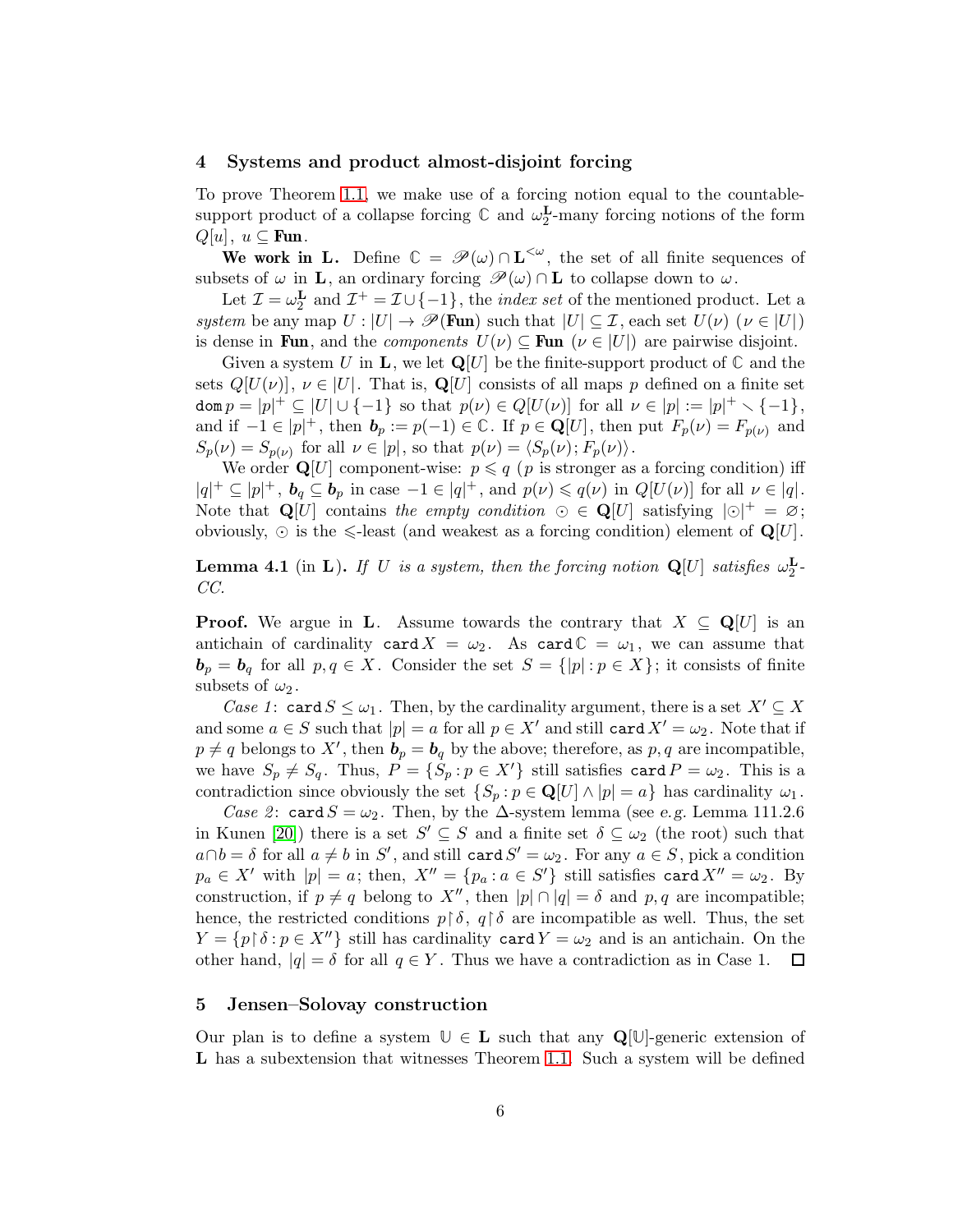## 4 Systems and product almost-disjoint forcing

To prove Theorem 1.1, we make use of a forcing notion equal to the countable-support product of a collapse forcing $\mathbb{C}$ and $\omega_2^{\mathbf{L}}$-many forcing notions of the form $Q[u]$, $u \subseteq \mathbf{Fun}$.

**We work in L.** Define $\mathbb{C} = \mathscr{P}(\omega) \cap \mathbf{L}^{<\omega}$, the set of all finite sequences of subsets of $\omega$ in $\mathbf{L}$, an ordinary forcing $\mathscr{P}(\omega) \cap \mathbf{L}$ to collapse down to $\omega$.

Let $\mathcal{I} = \omega_2^{\mathbf{L}}$ and $\mathcal{I}^+ = \mathcal{I} \cup \{-1\}$, the *index set* of the mentioned product. Let a *system* be any map $U : |U| \to \mathscr{P}(\mathbf{Fun})$ such that $|U| \subseteq \mathcal{I}$, each set $U(\nu)$ ($\nu \in |U|$) is dense in $\mathbf{Fun}$, and the *components* $U(\nu) \subseteq \mathbf{Fun}$ ($\nu \in |U|$) are pairwise disjoint.

Given a system $U$ in $\mathbf{L}$, we let $\mathbf{Q}[U]$ be the finite-support product of $\mathbb{C}$ and the sets $Q[U(\nu)]$, $\nu \in |U|$. That is, $\mathbf{Q}[U]$ consists of all maps $p$ defined on a finite set $\mathtt{dom}\, p = |p|^+ \subseteq |U| \cup \{-1\}$ so that $p(\nu) \in Q[U(\nu)]$ for all $\nu \in |p| := |p|^+ \smallsetminus \{-1\}$, and if $-1 \in |p|^+$, then $\boldsymbol{b}_p := p(-1) \in \mathbb{C}$. If $p \in \mathbf{Q}[U]$, then put $F_p(\nu) = F_{p(\nu)}$ and $S_p(\nu) = S_{p(\nu)}$ for all $\nu \in |p|$, so that $p(\nu) = \langle S_p(\nu); F_p(\nu) \rangle$.

We order $\mathbf{Q}[U]$ component-wise: $p \leqslant q$ ($p$ is stronger as a forcing condition) iff $|q|^+ \subseteq |p|^+$, $\boldsymbol{b}_q \subseteq \boldsymbol{b}_p$ in case $-1 \in |q|^+$, and $p(\nu) \leqslant q(\nu)$ in $Q[U(\nu)]$ for all $\nu \in |q|$. Note that $\mathbf{Q}[U]$ contains *the empty condition* $\odot \in \mathbf{Q}[U]$ satisfying $|\odot|^+ = \varnothing$; obviously, $\odot$ is the $\leqslant$-least (and weakest as a forcing condition) element of $\mathbf{Q}[U]$.

**Lemma 4.1** (in $\mathbf{L}$). *If $U$ is a system, then the forcing notion $\mathbf{Q}[U]$ satisfies $\omega_2^{\mathbf{L}}$-CC.*

**Proof.** We argue in $\mathbf{L}$. Assume towards the contrary that $X \subseteq \mathbf{Q}[U]$ is an antichain of cardinality $\mathtt{card}\, X = \omega_2$. As $\mathtt{card}\, \mathbb{C} = \omega_1$, we can assume that $\boldsymbol{b}_p = \boldsymbol{b}_q$ for all $p, q \in X$. Consider the set $S = \{|p| : p \in X\}$; it consists of finite subsets of $\omega_2$.

*Case 1*: $\mathtt{card}\, S \leq \omega_1$. Then, by the cardinality argument, there is a set $X' \subseteq X$ and some $a \in S$ such that $|p| = a$ for all $p \in X'$ and still $\mathtt{card}\, X' = \omega_2$. Note that if $p \neq q$ belongs to $X'$, then $\boldsymbol{b}_p = \boldsymbol{b}_q$ by the above; therefore, as $p, q$ are incompatible, we have $S_p \neq S_q$. Thus, $P = \{S_p : p \in X'\}$ still satisfies $\mathtt{card}\, P = \omega_2$. This is a contradiction since obviously the set $\{S_p : p \in \mathbf{Q}[U] \wedge |p| = a\}$ has cardinality $\omega_1$.

*Case 2*: $\mathtt{card}\, S = \omega_2$. Then, by the $\Delta$-system lemma (see *e.g.* Lemma 111.2.6 in Kunen [20]) there is a set $S' \subseteq S$ and a finite set $\delta \subseteq \omega_2$ (the root) such that $a \cap b = \delta$ for all $a \neq b$ in $S'$, and still $\mathtt{card}\, S' = \omega_2$. For any $a \in S$, pick a condition $p_a \in X'$ with $|p| = a$; then, $X'' = \{p_a : a \in S'\}$ still satisfies $\mathtt{card}\, X'' = \omega_2$. By construction, if $p \neq q$ belong to $X''$, then $|p| \cap |q| = \delta$ and $p, q$ are incompatible; hence, the restricted conditions $p \restriction \delta$, $q \restriction \delta$ are incompatible as well. Thus, the set $Y = \{p \restriction \delta : p \in X''\}$ still has cardinality $\mathtt{card}\, Y = \omega_2$ and is an antichain. On the other hand, $|q| = \delta$ for all $q \in Y$. Thus we have a contradiction as in Case 1. $\square$

## 5 Jensen–Solovay construction

Our plan is to define a system $\mathbb{U} \in \mathbf{L}$ such that any $\mathbf{Q}[\mathbb{U}]$-generic extension of $\mathbf{L}$ has a subextension that witnesses Theorem 1.1. Such a system will be defined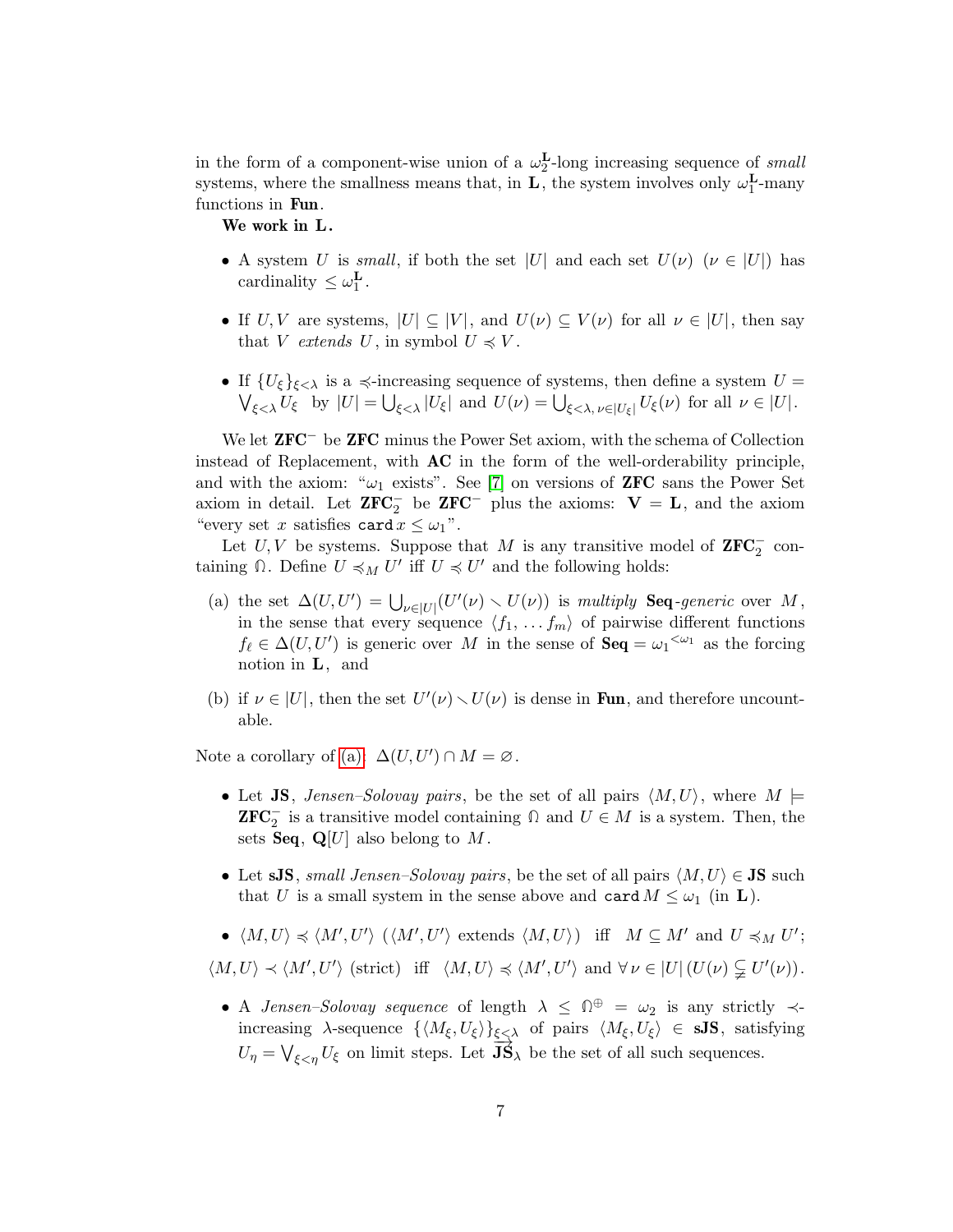in the form of a component-wise union of a $\omega_2^{\mathbf{L}}$-long increasing sequence of *small* systems, where the smallness means that, in $\mathbf{L}$, the system involves only $\omega_1^{\mathbf{L}}$-many functions in $\mathbf{Fun}$.

**We work in L.**

- A system $U$ is *small*, if both the set $|U|$ and each set $U(\nu)$ $(\nu \in |U|)$ has cardinality $\le \omega_1^{\mathbf{L}}$.
- If $U, V$ are systems, $|U| \subseteq |V|$, and $U(\nu) \subseteq V(\nu)$ for all $\nu \in |U|$, then say that $V$ *extends* $U$, in symbol $U \preccurlyeq V$.
- If $\{U_\xi\}_{\xi<\lambda}$ is a $\preccurlyeq$-increasing sequence of systems, then define a system $U = \bigvee_{\xi<\lambda} U_\xi$ by $|U| = \bigcup_{\xi<\lambda} |U_\xi|$ and $U(\nu) = \bigcup_{\xi<\lambda,\, \nu\in|U_\xi|} U_\xi(\nu)$ for all $\nu \in |U|$.

We let $\mathbf{ZFC}^-$ be $\mathbf{ZFC}$ minus the Power Set axiom, with the schema of Collection instead of Replacement, with $\mathbf{AC}$ in the form of the well-orderability principle, and with the axiom: "$\omega_1$ exists". See [7] on versions of $\mathbf{ZFC}$ sans the Power Set axiom in detail. Let $\mathbf{ZFC}_2^-$ be $\mathbf{ZFC}^-$ plus the axioms: $\mathbf{V} = \mathbf{L}$, and the axiom "every set $x$ satisfies $\mathtt{card}\, x \le \omega_1$".

Let $U, V$ be systems. Suppose that $M$ is any transitive model of $\mathbf{ZFC}_2^-$ containing $\Omega$. Define $U \preccurlyeq_M U'$ iff $U \preccurlyeq U'$ and the following holds:

(a) the set $\Delta(U, U') = \bigcup_{\nu\in|U|}(U'(\nu) \smallsetminus U(\nu))$ is *multiply* $\mathbf{Seq}$*-generic* over $M$, in the sense that every sequence $\langle f_1, \ldots f_m\rangle$ of pairwise different functions $f_\ell \in \Delta(U, U')$ is generic over $M$ in the sense of $\mathbf{Seq} = {\omega_1}^{<\omega_1}$ as the forcing notion in $\mathbf{L}$, and

(b) if $\nu \in |U|$, then the set $U'(\nu) \smallsetminus U(\nu)$ is dense in $\mathbf{Fun}$, and therefore uncountable.

Note a corollary of (a): $\Delta(U, U') \cap M = \varnothing$.

- Let $\mathbf{JS}$, *Jensen–Solovay pairs*, be the set of all pairs $\langle M, U\rangle$, where $M \models \mathbf{ZFC}_2^-$ is a transitive model containing $\Omega$ and $U \in M$ is a system. Then, the sets $\mathbf{Seq}$, $\mathbf{Q}[U]$ also belong to $M$.
- Let $\mathbf{sJS}$, *small Jensen–Solovay pairs*, be the set of all pairs $\langle M, U\rangle \in \mathbf{JS}$ such that $U$ is a small system in the sense above and $\mathtt{card}\, M \le \omega_1$ (in $\mathbf{L}$).
- $\langle M, U\rangle \preccurlyeq \langle M', U'\rangle$ ($\langle M', U'\rangle$ extends $\langle M, U\rangle$) iff $M \subseteq M'$ and $U \preccurlyeq_M U'$;

$\langle M, U\rangle \prec \langle M', U'\rangle$ (strict) iff $\langle M, U\rangle \preccurlyeq \langle M', U'\rangle$ and $\forall\, \nu \in |U|\, (U(\nu) \subsetneqq U'(\nu))$.

- A *Jensen–Solovay sequence* of length $\lambda \le \Omega^{\oplus} = \omega_2$ is any strictly $\prec$-increasing $\lambda$-sequence $\{\langle M_\xi, U_\xi\rangle\}_{\xi<\lambda}$ of pairs $\langle M_\xi, U_\xi\rangle \in \mathbf{sJS}$, satisfying $U_\eta = \bigvee_{\xi<\eta} U_\xi$ on limit steps. Let $\overrightarrow{\mathbf{JS}}_\lambda$ be the set of all such sequences.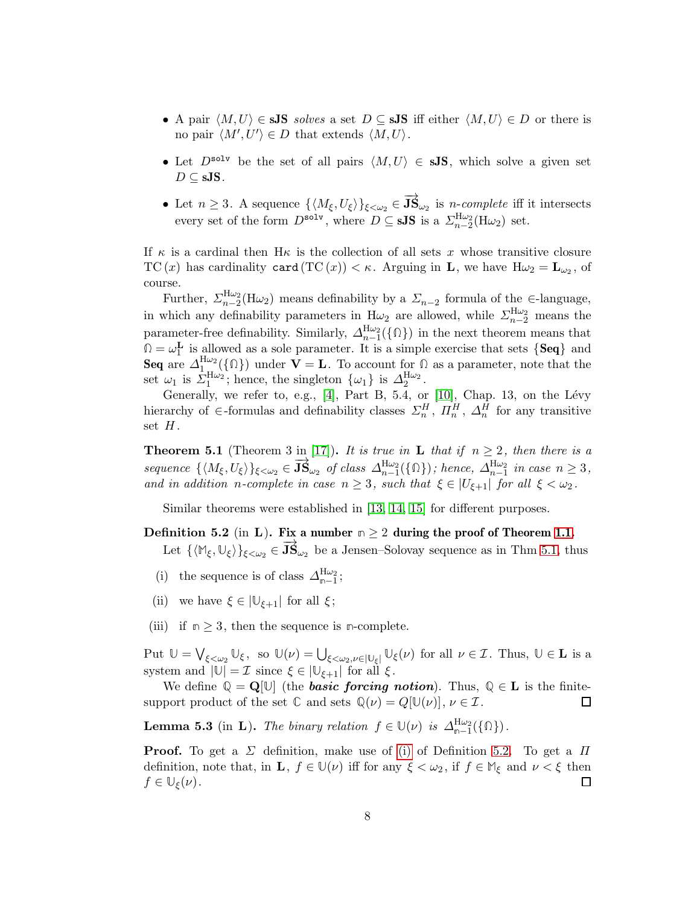- A pair $\langle M, U\rangle \in \mathbf{sJS}$ *solves* a set $D \subseteq \mathbf{sJS}$ iff either $\langle M, U\rangle \in D$ or there is no pair $\langle M', U'\rangle \in D$ that extends $\langle M, U\rangle$.
- Let $D^{\mathtt{solv}}$ be the set of all pairs $\langle M, U\rangle \in \mathbf{sJS}$, which solve a given set $D \subseteq \mathbf{sJS}$.
- Let $n \geq 3$. A sequence $\{\langle M_\xi, U_\xi\rangle\}_{\xi<\omega_2} \in \overrightarrow{\mathbf{JS}}_{\omega_2}$ is *n-complete* iff it intersects every set of the form $D^{\mathtt{solv}}$, where $D \subseteq \mathbf{sJS}$ is a $\Sigma^{\mathrm{H}\omega_2}_{n-2}(\mathrm{H}\omega_2)$ set.

If $\kappa$ is a cardinal then $\mathrm{H}\kappa$ is the collection of all sets $x$ whose transitive closure $\mathrm{TC}(x)$ has cardinality $\mathtt{card}(\mathrm{TC}(x)) < \kappa$. Arguing in $\mathbf{L}$, we have $\mathrm{H}\omega_2 = \mathbf{L}_{\omega_2}$, of course.

Further, $\Sigma^{\mathrm{H}\omega_2}_{n-2}(\mathrm{H}\omega_2)$ means definability by a $\Sigma_{n-2}$ formula of the $\in$-language, in which any definability parameters in $\mathrm{H}\omega_2$ are allowed, while $\Sigma^{\mathrm{H}\omega_2}_{n-2}$ means the parameter-free definability. Similarly, $\Delta^{\mathrm{H}\omega_2}_{n-1}(\{\Omega\})$ in the next theorem means that $\Omega = \omega_1^{\mathbf{L}}$ is allowed as a sole parameter. It is a simple exercise that sets $\{\mathbf{Seq}\}$ and $\mathbf{Seq}$ are $\Delta^{\mathrm{H}\omega_2}_1(\{\Omega\})$ under $\mathbf{V} = \mathbf{L}$. To account for $\Omega$ as a parameter, note that the set $\omega_1$ is $\Sigma^{\mathrm{H}\omega_2}_1$; hence, the singleton $\{\omega_1\}$ is $\Delta^{\mathrm{H}\omega_2}_2$.

Generally, we refer to, e.g., [4], Part B, 5.4, or [10], Chap. 13, on the Lévy hierarchy of $\in$-formulas and definability classes $\Sigma^H_n$, $\Pi^H_n$, $\Delta^H_n$ for any transitive set $H$.

**Theorem 5.1** (Theorem 3 in [17])**.** *It is true in $\mathbf{L}$ that if $n \geq 2$, then there is a sequence $\{\langle M_\xi, U_\xi\rangle\}_{\xi<\omega_2} \in \overrightarrow{\mathbf{JS}}_{\omega_2}$ of class $\Delta^{\mathrm{H}\omega_2}_{n-1}(\{\Omega\})$; hence, $\Delta^{\mathrm{H}\omega_2}_{n-1}$ in case $n \geq 3$, and in addition $n$-complete in case $n \geq 3$, such that $\xi \in |U_{\xi+1}|$ for all $\xi < \omega_2$.*

Similar theorems were established in [13, 14, 15] for different purposes.

**Definition 5.2** (in $\mathbf{L}$)**. Fix a number $\mathtt{n} \geq 2$ during the proof of Theorem 1.1.**

Let $\{\langle \mathbb{M}_\xi, \mathbb{U}_\xi\rangle\}_{\xi<\omega_2} \in \overrightarrow{\mathbf{JS}}_{\omega_2}$ be a Jensen–Solovay sequence as in Thm 5.1, thus

(i) the sequence is of class $\Delta^{\mathrm{H}\omega_2}_{\mathtt{n}-1}$;

(ii) we have $\xi \in |\mathbb{U}_{\xi+1}|$ for all $\xi$;

(iii) if $\mathtt{n} \geq 3$, then the sequence is $\mathtt{n}$-complete.

Put $\mathbb{U} = \bigvee_{\xi<\omega_2} \mathbb{U}_\xi$, so $\mathbb{U}(\nu) = \bigcup_{\xi<\omega_2, \nu\in|\mathbb{U}_\xi|} \mathbb{U}_\xi(\nu)$ for all $\nu \in \mathcal{I}$. Thus, $\mathbb{U} \in \mathbf{L}$ is a system and $|\mathbb{U}| = \mathcal{I}$ since $\xi \in |\mathbb{U}_{\xi+1}|$ for all $\xi$.

We define $\mathbb{Q} = \mathbf{Q}[\mathbb{U}]$ (the ***basic forcing notion***). Thus, $\mathbb{Q} \in \mathbf{L}$ is the finite-support product of the set $\mathbb{C}$ and sets $\mathbb{Q}(\nu) = Q[\mathbb{U}(\nu)]$, $\nu \in \mathcal{I}$. □

**Lemma 5.3** (in $\mathbf{L}$)**.** *The binary relation $f \in \mathbb{U}(\nu)$ is $\Delta^{\mathrm{H}\omega_2}_{\mathtt{n}-1}(\{\Omega\})$.*

**Proof.** To get a $\Sigma$ definition, make use of (i) of Definition 5.2. To get a $\Pi$ definition, note that, in $\mathbf{L}$, $f \in \mathbb{U}(\nu)$ iff for any $\xi < \omega_2$, if $f \in \mathbb{M}_\xi$ and $\nu < \xi$ then $f \in \mathbb{U}_\xi(\nu)$. □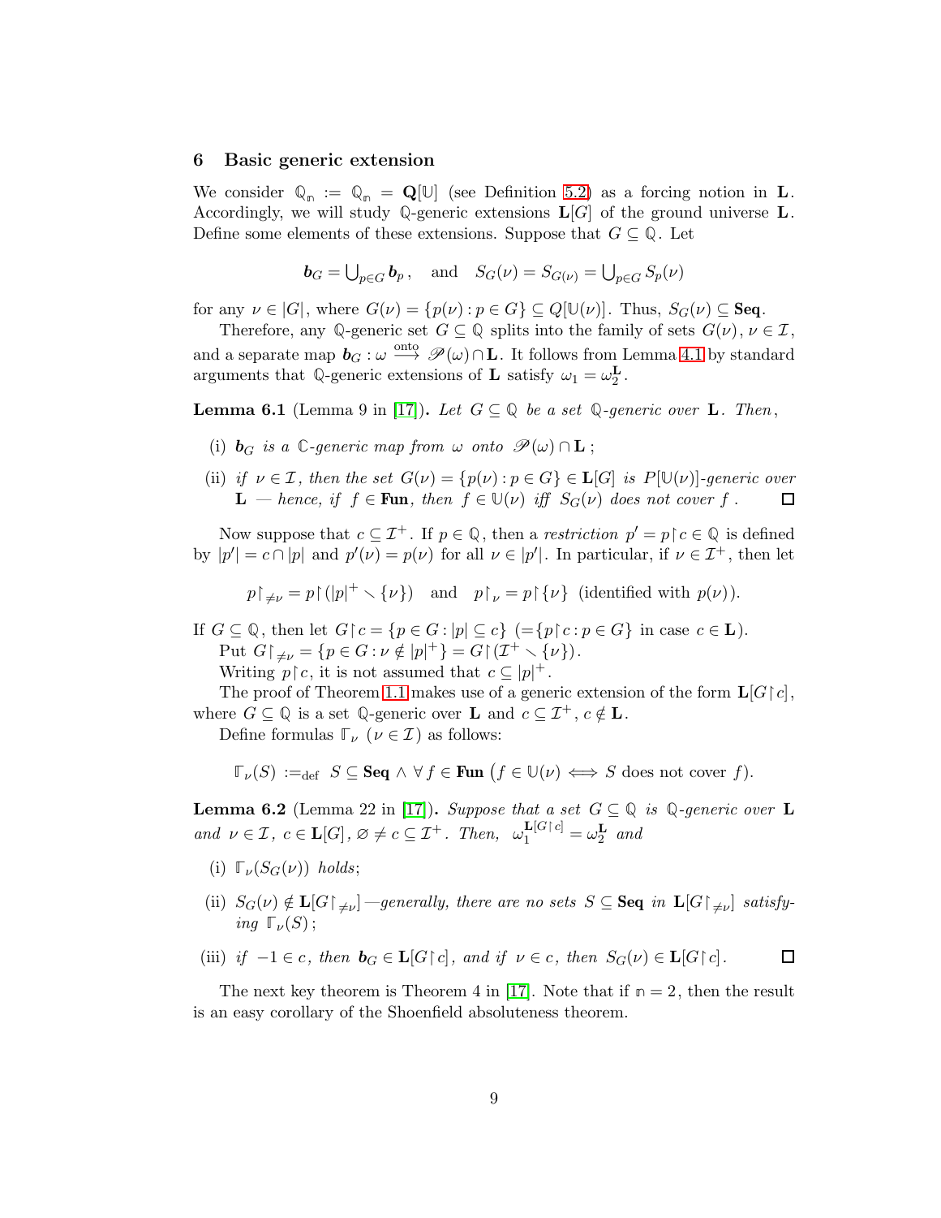## 6 Basic generic extension

We consider $\mathbb{Q}_{\mathbb{n}} := \mathbb{Q}_{\mathbb{n}} = \mathbf{Q}[\mathbb{U}]$ (see Definition 5.2) as a forcing notion in $\mathbf{L}$. Accordingly, we will study $\mathbb{Q}$-generic extensions $\mathbf{L}[G]$ of the ground universe $\mathbf{L}$. Define some elements of these extensions. Suppose that $G \subseteq \mathbb{Q}$. Let

$$\boldsymbol{b}_G = \bigcup_{p\in G} \boldsymbol{b}_p\,, \quad \text{and} \quad S_G(\nu) = S_{G(\nu)} = \bigcup_{p\in G} S_p(\nu)$$

for any $\nu \in |G|$, where $G(\nu) = \{p(\nu) : p \in G\} \subseteq Q[\mathbb{U}(\nu)]$. Thus, $S_G(\nu) \subseteq \mathbf{Seq}$.

Therefore, any $\mathbb{Q}$-generic set $G \subseteq \mathbb{Q}$ splits into the family of sets $G(\nu)$, $\nu \in \mathcal{I}$, and a separate map $\boldsymbol{b}_G : \omega \xrightarrow{\text{onto}} \mathscr{P}(\omega) \cap \mathbf{L}$. It follows from Lemma 4.1 by standard arguments that $\mathbb{Q}$-generic extensions of $\mathbf{L}$ satisfy $\omega_1 = \omega_2^{\mathbf{L}}$.

**Lemma 6.1** (Lemma 9 in [17])**.** *Let $G \subseteq \mathbb{Q}$ be a set $\mathbb{Q}$-generic over $\mathbf{L}$. Then,*

(i) *$\boldsymbol{b}_G$ is a $\mathbb{C}$-generic map from $\omega$ onto $\mathscr{P}(\omega) \cap \mathbf{L}$;*

(ii) *if $\nu \in \mathcal{I}$, then the set $G(\nu) = \{p(\nu) : p \in G\} \in \mathbf{L}[G]$ is $P[\mathbb{U}(\nu)]$-generic over $\mathbf{L}$ — hence, if $f \in \mathbf{Fun}$, then $f \in \mathbb{U}(\nu)$ iff $S_G(\nu)$ does not cover $f$.* □

Now suppose that $c \subseteq \mathcal{I}^+$. If $p \in \mathbb{Q}$, then a *restriction* $p' = p{\restriction}c \in \mathbb{Q}$ is defined by $|p'| = c \cap |p|$ and $p'(\nu) = p(\nu)$ for all $\nu \in |p'|$. In particular, if $\nu \in \mathcal{I}^+$, then let

$$p{\restriction}_{\neq\nu} = p{\restriction}(|p|^+ \smallsetminus \{\nu\}) \quad \text{and} \quad p{\restriction}_{\nu} = p{\restriction}\{\nu\} \ \text{ (identified with } p(\nu)).$$

If $G \subseteq \mathbb{Q}$, then let $G{\restriction}c = \{p \in G : |p| \subseteq c\}$ ($=\{p{\restriction}c : p \in G\}$ in case $c \in \mathbf{L}$).

Put $G{\restriction}_{\neq\nu} = \{p \in G : \nu \notin |p|^+\} = G{\restriction}(\mathcal{I}^+ \smallsetminus \{\nu\})$.

Writing $p{\restriction}c$, it is not assumed that $c \subseteq |p|^+$.

The proof of Theorem 1.1 makes use of a generic extension of the form $\mathbf{L}[G{\restriction}c]$, where $G \subseteq \mathbb{Q}$ is a set $\mathbb{Q}$-generic over $\mathbf{L}$ and $c \subseteq \mathcal{I}^+$, $c \notin \mathbf{L}$.

Define formulas $\mathbb{F}_\nu$ ($\nu \in \mathcal{I}$) as follows:

$$\mathbb{F}_\nu(S) :=_{\text{def}} S \subseteq \mathbf{Seq} \wedge \forall\, f \in \mathbf{Fun}\ \big(f \in \mathbb{U}(\nu) \iff S \text{ does not cover } f\big).$$

**Lemma 6.2** (Lemma 22 in [17])**.** *Suppose that a set $G \subseteq \mathbb{Q}$ is $\mathbb{Q}$-generic over $\mathbf{L}$ and $\nu \in \mathcal{I}$, $c \in \mathbf{L}[G]$, $\varnothing \neq c \subseteq \mathcal{I}^+$. Then, $\omega_1^{\mathbf{L}[G\restriction c]} = \omega_2^{\mathbf{L}}$ and*

(i) *$\mathbb{F}_\nu(S_G(\nu))$ holds;*

(ii) *$S_G(\nu) \notin \mathbf{L}[G{\restriction}_{\neq\nu}]$—generally, there are no sets $S \subseteq \mathbf{Seq}$ in $\mathbf{L}[G{\restriction}_{\neq\nu}]$ satisfying $\mathbb{F}_\nu(S)$;*

(iii) *if $-1 \in c$, then $\boldsymbol{b}_G \in \mathbf{L}[G{\restriction}c]$, and if $\nu \in c$, then $S_G(\nu) \in \mathbf{L}[G{\restriction}c]$.* □

The next key theorem is Theorem 4 in [17]. Note that if $\mathbb{n} = 2$, then the result is an easy corollary of the Shoenfield absoluteness theorem.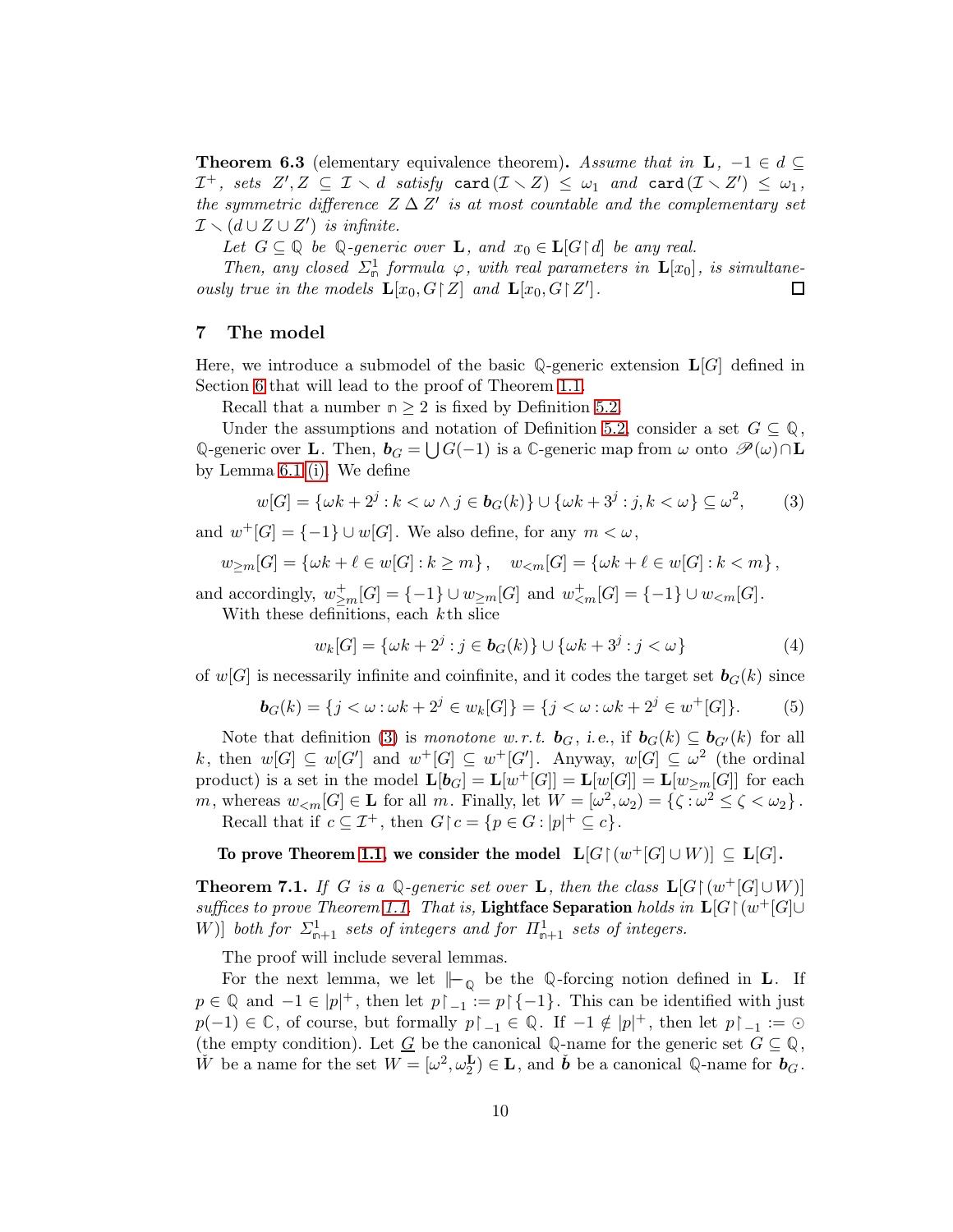**Theorem 6.3** (elementary equivalence theorem). *Assume that in* $\mathbf{L}$, $-1 \in d \subseteq \mathcal{I}^+$, *sets* $Z', Z \subseteq \mathcal{I} \smallsetminus d$ *satisfy* $\mathtt{card}(\mathcal{I} \smallsetminus Z) \le \omega_1$ *and* $\mathtt{card}(\mathcal{I} \smallsetminus Z') \le \omega_1$, *the symmetric difference* $Z \,\Delta\, Z'$ *is at most countable and the complementary set* $\mathcal{I} \smallsetminus (d \cup Z \cup Z')$ *is infinite.*

*Let* $G \subseteq \mathbb{Q}$ *be* $\mathbb{Q}$*-generic over* $\mathbf{L}$, *and* $x_0 \in \mathbf{L}[G{\restriction}d]$ *be any real.*

*Then, any closed* $\Sigma^1_{\mathtt{n}}$ *formula* $\varphi$, *with real parameters in* $\mathbf{L}[x_0]$, *is simultaneously true in the models* $\mathbf{L}[x_0, G{\restriction}Z]$ *and* $\mathbf{L}[x_0, G{\restriction}Z']$. □

## 7 The model

Here, we introduce a submodel of the basic $\mathbb{Q}$-generic extension $\mathbf{L}[G]$ defined in Section 6 that will lead to the proof of Theorem 1.1.

Recall that a number $\mathtt{n} \ge 2$ is fixed by Definition 5.2.

Under the assumptions and notation of Definition 5.2, consider a set $G \subseteq \mathbb{Q}$, $\mathbb{Q}$-generic over $\mathbf{L}$. Then, $\boldsymbol{b}_G = \bigcup G(-1)$ is a $\mathbb{C}$-generic map from $\omega$ onto $\mathscr{P}(\omega) \cap \mathbf{L}$ by Lemma 6.1 (i). We define

$$w[G] = \{\omega k + 2^j : k < \omega \wedge j \in \boldsymbol{b}_G(k)\} \cup \{\omega k + 3^j : j, k < \omega\} \subseteq \omega^2, \qquad (3)$$

and $w^+[G] = \{-1\} \cup w[G]$. We also define, for any $m < \omega$,

$$w_{\ge m}[G] = \{\omega k + \ell \in w[G] : k \ge m\}, \quad w_{<m}[G] = \{\omega k + \ell \in w[G] : k < m\},$$

and accordingly, $w^+_{\ge m}[G] = \{-1\} \cup w_{\ge m}[G]$ and $w^+_{<m}[G] = \{-1\} \cup w_{<m}[G]$.

With these definitions, each $k$th slice

$$w_k[G] = \{\omega k + 2^j : j \in \boldsymbol{b}_G(k)\} \cup \{\omega k + 3^j : j < \omega\} \qquad (4)$$

of $w[G]$ is necessarily infinite and coinfinite, and it codes the target set $\boldsymbol{b}_G(k)$ since

$$\boldsymbol{b}_G(k) = \{j < \omega : \omega k + 2^j \in w_k[G]\} = \{j < \omega : \omega k + 2^j \in w^+[G]\}. \qquad (5)$$

Note that definition (3) is *monotone w.r.t.* $\boldsymbol{b}_G$, *i.e.*, if $\boldsymbol{b}_G(k) \subseteq \boldsymbol{b}_{G'}(k)$ for all $k$, then $w[G] \subseteq w[G']$ and $w^+[G] \subseteq w^+[G']$. Anyway, $w[G] \subseteq \omega^2$ (the ordinal product) is a set in the model $\mathbf{L}[\boldsymbol{b}_G] = \mathbf{L}[w^+[G]] = \mathbf{L}[w[G]] = \mathbf{L}[w_{\ge m}[G]]$ for each $m$, whereas $w_{<m}[G] \in \mathbf{L}$ for all $m$. Finally, let $W = [\omega^2, \omega_2) = \{\zeta : \omega^2 \le \zeta < \omega_2\}$.

Recall that if $c \subseteq \mathcal{I}^+$, then $G{\restriction}c = \{p \in G : |p|^+ \subseteq c\}$.

**To prove Theorem 1.1, we consider the model** $\mathbf{L}[G{\restriction}(w^+[G] \cup W)] \subseteq \mathbf{L}[G]$.

**Theorem 7.1.** *If* $G$ *is a* $\mathbb{Q}$*-generic set over* $\mathbf{L}$, *then the class* $\mathbf{L}[G{\restriction}(w^+[G] \cup W)]$ *suffices to prove Theorem 1.1. That is,* **Lightface Separation** *holds in* $\mathbf{L}[G{\restriction}(w^+[G] \cup W)]$ *both for* $\Sigma^1_{\mathtt{n}+1}$ *sets of integers and for* $\Pi^1_{\mathtt{n}+1}$ *sets of integers.*

The proof will include several lemmas.

For the next lemma, we let $\Vdash_{\mathbb{Q}}$ be the $\mathbb{Q}$-forcing notion defined in $\mathbf{L}$. If $p \in \mathbb{Q}$ and $-1 \in |p|^+$, then let $p{\restriction}_{-1} := p{\restriction}\{-1\}$. This can be identified with just $p(-1) \in \mathbb{C}$, of course, but formally $p{\restriction}_{-1} \in \mathbb{Q}$. If $-1 \notin |p|^+$, then let $p{\restriction}_{-1} := \odot$ (the empty condition). Let $\underline{G}$ be the canonical $\mathbb{Q}$-name for the generic set $G \subseteq \mathbb{Q}$, $\check{W}$ be a name for the set $W = [\omega^2, \omega_2^{\mathbf{L}}) \in \mathbf{L}$, and $\check{\boldsymbol{b}}$ be a canonical $\mathbb{Q}$-name for $\boldsymbol{b}_G$.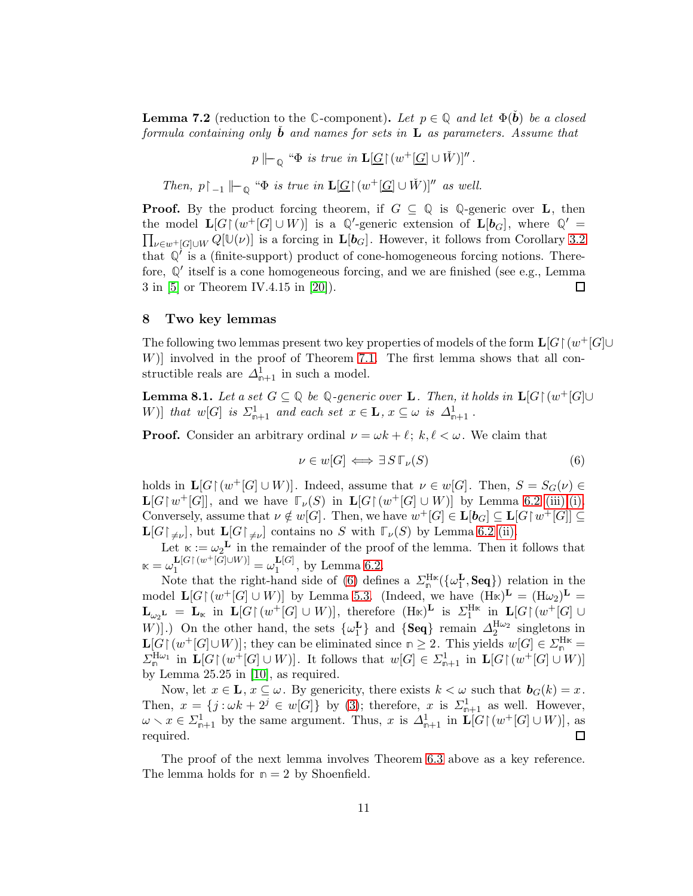**Lemma 7.2** (reduction to the $\mathbb{C}$-component)**.** *Let $p \in \mathbb{Q}$ and let $\Phi(\check{\boldsymbol{b}})$ be a closed formula containing only $\check{\boldsymbol{b}}$ and names for sets in $\mathbf{L}$ as parameters. Assume that*

$$p \Vdash_{\mathbb{Q}} \text{“}\Phi \text{ is true in } \mathbf{L}[\underline{G}\restriction(w^+[\underline{G}] \cup \check{W})]\text{''}.$$

*Then, $p\restriction_{-1} \Vdash_{\mathbb{Q}}$ “$\Phi$ is true in $\mathbf{L}[\underline{G}\restriction(w^+[\underline{G}] \cup \check{W})]$” as well.*

**Proof.** By the product forcing theorem, if $G \subseteq \mathbb{Q}$ is $\mathbb{Q}$-generic over $\mathbf{L}$, then the model $\mathbf{L}[G\restriction(w^+[G] \cup W)]$ is a $\mathbb{Q}'$-generic extension of $\mathbf{L}[\boldsymbol{b}_G]$, where $\mathbb{Q}' = \prod_{\nu \in w^+[G]\cup W} Q[\mathbb{U}(\nu)]$ is a forcing in $\mathbf{L}[\boldsymbol{b}_G]$. However, it follows from Corollary 3.2 that $\mathbb{Q}'$ is a (finite-support) product of cone-homogeneous forcing notions. Therefore, $\mathbb{Q}'$ itself is a cone homogeneous forcing, and we are finished (see e.g., Lemma 3 in [5] or Theorem IV.4.15 in [20]). ◻

## 8 Two key lemmas

The following two lemmas present two key properties of models of the form $\mathbf{L}[G\restriction(w^+[G]\cup W)]$ involved in the proof of Theorem 7.1. The first lemma shows that all constructible reals are $\Delta^1_{\mathtt{n}+1}$ in such a model.

**Lemma 8.1.** *Let a set $G \subseteq \mathbb{Q}$ be $\mathbb{Q}$-generic over $\mathbf{L}$. Then, it holds in $\mathbf{L}[G\restriction(w^+[G]\cup W)]$ that $w[G]$ is $\Sigma^1_{\mathtt{n}+1}$ and each set $x \in \mathbf{L}$, $x \subseteq \omega$ is $\Delta^1_{\mathtt{n}+1}$.*

**Proof.** Consider an arbitrary ordinal $\nu = \omega k + \ell$; $k, \ell < \omega$. We claim that

$$\nu \in w[G] \iff \exists\, S\, \Gamma_\nu(S) \tag{6}$$

holds in $\mathbf{L}[G\restriction(w^+[G] \cup W)]$. Indeed, assume that $\nu \in w[G]$. Then, $S = S_G(\nu) \in \mathbf{L}[G\restriction w^+[G]]$, and we have $\Gamma_\nu(S)$ in $\mathbf{L}[G\restriction(w^+[G] \cup W)]$ by Lemma 6.2 (iii) (i). Conversely, assume that $\nu \notin w[G]$. Then, we have $w^+[G] \in \mathbf{L}[\boldsymbol{b}_G] \subseteq \mathbf{L}[G\restriction w^+[G]] \subseteq \mathbf{L}[G\restriction_{\neq\nu}]$, but $\mathbf{L}[G\restriction_{\neq\nu}]$ contains no $S$ with $\Gamma_\nu(S)$ by Lemma 6.2 (ii).

Let $\varkappa := \omega_2{}^{\mathbf{L}}$ in the remainder of the proof of the lemma. Then it follows that $\varkappa = \omega_1^{\mathbf{L}[G\restriction(w^+[G]\cup W)]} = \omega_1^{\mathbf{L}[G]}$, by Lemma 6.2.

Note that the right-hand side of (6) defines a $\Sigma^{\mathrm{H}\varkappa}_{\mathtt{n}}(\{\omega_1^{\mathbf{L}}, \mathbf{Seq}\})$ relation in the model $\mathbf{L}[G\restriction(w^+[G] \cup W)]$ by Lemma 5.3. (Indeed, we have $(\mathrm{H}\varkappa)^{\mathbf{L}} = (\mathrm{H}\omega_2)^{\mathbf{L}} = \mathbf{L}_{\omega_2{}^{\mathbf{L}}} = \mathbf{L}_\varkappa$ in $\mathbf{L}[G\restriction(w^+[G] \cup W)]$, therefore $(\mathrm{H}\varkappa)^{\mathbf{L}}$ is $\Sigma^{\mathrm{H}\varkappa}_1$ in $\mathbf{L}[G\restriction(w^+[G] \cup W)]$.) On the other hand, the sets $\{\omega_1^{\mathbf{L}}\}$ and $\{\mathbf{Seq}\}$ remain $\Delta^{\mathrm{H}\omega_2}_2$ singletons in $\mathbf{L}[G\restriction(w^+[G]\cup W)]$; they can be eliminated since $\mathtt{n} \geq 2$. This yields $w[G] \in \Sigma^{\mathrm{H}\varkappa}_{\mathtt{n}} = \Sigma^{\mathrm{H}\omega_1}_{\mathtt{n}}$ in $\mathbf{L}[G\restriction(w^+[G] \cup W)]$. It follows that $w[G] \in \Sigma^1_{\mathtt{n}+1}$ in $\mathbf{L}[G\restriction(w^+[G] \cup W)]$ by Lemma 25.25 in [10], as required.

Now, let $x \in \mathbf{L}$, $x \subseteq \omega$. By genericity, there exists $k < \omega$ such that $\boldsymbol{b}_G(k) = x$. Then, $x = \{j : \omega k + 2^j \in w[G]\}$ by (3); therefore, $x$ is $\Sigma^1_{\mathtt{n}+1}$ as well. However, $\omega \smallsetminus x \in \Sigma^1_{\mathtt{n}+1}$ by the same argument. Thus, $x$ is $\Delta^1_{\mathtt{n}+1}$ in $\mathbf{L}[G\restriction(w^+[G] \cup W)]$, as required. ◻

The proof of the next lemma involves Theorem 6.3 above as a key reference. The lemma holds for $\mathtt{n} = 2$ by Shoenfield.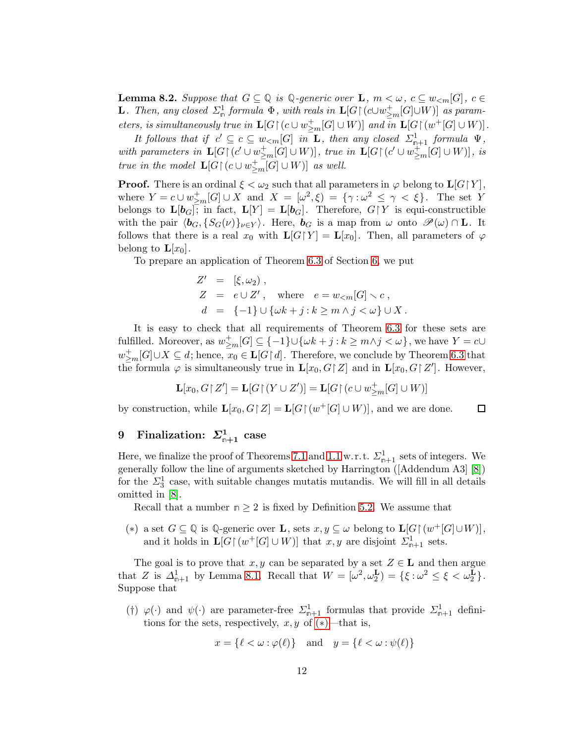**Lemma 8.2.** *Suppose that $G \subseteq \mathbb{Q}$ is $\mathbb{Q}$-generic over $\mathbf{L}$, $m < \omega$, $c \subseteq w_{<m}[G]$, $c \in \mathbf{L}$. Then, any closed $\Sigma^1_{\mathbb{n}}$ formula $\Phi$, with reals in $\mathbf{L}[G\restriction(c \cup w^+_{\ge m}[G] \cup W)]$ as parameters, is simultaneously true in $\mathbf{L}[G\restriction(c \cup w^+_{\ge m}[G] \cup W)]$ and in $\mathbf{L}[G\restriction(w^+[G] \cup W)]$.*

*It follows that if $c' \subseteq c \subseteq w_{<m}[G]$ in $\mathbf{L}$, then any closed $\Sigma^1_{\mathbb{n}+1}$ formula $\Psi$, with parameters in $\mathbf{L}[G\restriction(c' \cup w^+_{\ge m}[G] \cup W)]$, true in $\mathbf{L}[G\restriction(c' \cup w^+_{\ge m}[G] \cup W)]$, is true in the model $\mathbf{L}[G\restriction(c \cup w^+_{\ge m}[G] \cup W)]$ as well.*

**Proof.** There is an ordinal $\xi < \omega_2$ such that all parameters in $\varphi$ belong to $\mathbf{L}[G\restriction Y]$, where $Y = c \cup w^+_{\ge m}[G] \cup X$ and $X = [\omega^2, \xi) = \{\gamma : \omega^2 \le \gamma < \xi\}$. The set $Y$ belongs to $\mathbf{L}[\boldsymbol{b}_G]$; in fact, $\mathbf{L}[Y] = \mathbf{L}[\boldsymbol{b}_G]$. Therefore, $G\restriction Y$ is equi-constructible with the pair $\langle \boldsymbol{b}_G, \{S_G(\nu)\}_{\nu \in Y}\rangle$. Here, $\boldsymbol{b}_G$ is a map from $\omega$ onto $\mathscr{P}(\omega) \cap \mathbf{L}$. It follows that there is a real $x_0$ with $\mathbf{L}[G\restriction Y] = \mathbf{L}[x_0]$. Then, all parameters of $\varphi$ belong to $\mathbf{L}[x_0]$.

To prepare an application of Theorem 6.3 of Section 6, we put

$$
\begin{aligned}
Z' &= [\xi, \omega_2)\,, \\
Z &= e \cup Z'\,, \quad \text{where} \quad e = w_{<m}[G] \smallsetminus c\,, \\
d &= \{-1\} \cup \{\omega k + j : k \ge m \wedge j < \omega\} \cup X\,.
\end{aligned}
$$

It is easy to check that all requirements of Theorem 6.3 for these sets are fulfilled. Moreover, as $w^+_{\ge m}[G] \subseteq \{-1\} \cup \{\omega k + j : k \ge m \wedge j < \omega\}$, we have $Y = c \cup w^+_{\ge m}[G] \cup X \subseteq d$; hence, $x_0 \in \mathbf{L}[G\restriction d]$. Therefore, we conclude by Theorem 6.3 that the formula $\varphi$ is simultaneously true in $\mathbf{L}[x_0, G\restriction Z]$ and in $\mathbf{L}[x_0, G\restriction Z']$. However,

$$
\mathbf{L}[x_0, G\restriction Z'] = \mathbf{L}[G\restriction(Y \cup Z')] = \mathbf{L}[G\restriction(c \cup w^+_{\ge m}[G] \cup W)]
$$

by construction, while $\mathbf{L}[x_0, G\restriction Z] = \mathbf{L}[G\restriction(w^+[G] \cup W)]$, and we are done. □

## 9 Finalization: $\Sigma^1_{\mathbb{n}+1}$ case

Here, we finalize the proof of Theorems 7.1 and 1.1 w.r.t. $\Sigma^1_{\mathbb{n}+1}$ sets of integers. We generally follow the line of arguments sketched by Harrington ([Addendum A3] [8]) for the $\Sigma^1_3$ case, with suitable changes mutatis mutandis. We will fill in all details omitted in [8].

Recall that a number $\mathbb{n} \ge 2$ is fixed by Definition 5.2. We assume that

(∗) a set $G \subseteq \mathbb{Q}$ is $\mathbb{Q}$-generic over $\mathbf{L}$, sets $x, y \subseteq \omega$ belong to $\mathbf{L}[G\restriction(w^+[G] \cup W)]$, and it holds in $\mathbf{L}[G\restriction(w^+[G] \cup W)]$ that $x, y$ are disjoint $\Sigma^1_{\mathbb{n}+1}$ sets.

The goal is to prove that $x, y$ can be separated by a set $Z \in \mathbf{L}$ and then argue that $Z$ is $\Delta^1_{\mathbb{n}+1}$ by Lemma 8.1. Recall that $W = [\omega^2, \omega_2^{\mathbf{L}}) = \{\xi : \omega^2 \le \xi < \omega_2^{\mathbf{L}}\}$. Suppose that

(†) $\varphi(\cdot)$ and $\psi(\cdot)$ are parameter-free $\Sigma^1_{\mathbb{n}+1}$ formulas that provide $\Sigma^1_{\mathbb{n}+1}$ definitions for the sets, respectively, $x, y$ of (∗)—that is,

$$
x = \{\ell < \omega : \varphi(\ell)\} \quad \text{and} \quad y = \{\ell < \omega : \psi(\ell)\}
$$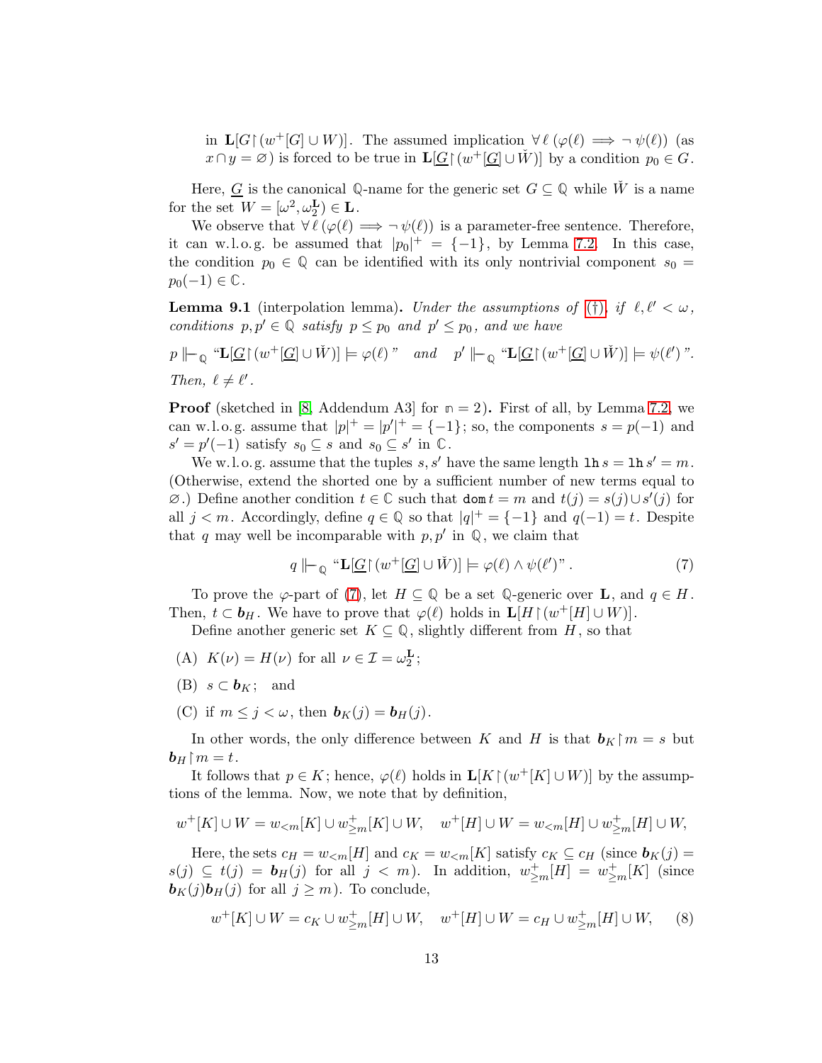in $\mathbf{L}[G{\restriction}(w^+[G] \cup W)]$. The assumed implication $\forall\, \ell\, (\varphi(\ell) \implies \neg\, \psi(\ell))$ (as $x \cap y = \varnothing$) is forced to be true in $\mathbf{L}[\underline{G}{\restriction}(w^+[\underline{G}] \cup \check{W})]$ by a condition $p_0 \in G$.

Here, $\underline{G}$ is the canonical $\mathbb{Q}$-name for the generic set $G \subseteq \mathbb{Q}$ while $\check{W}$ is a name for the set $W = [\omega^2, \omega_2^{\mathbf{L}}) \in \mathbf{L}$.

We observe that $\forall\, \ell\, (\varphi(\ell) \implies \neg\, \psi(\ell))$ is a parameter-free sentence. Therefore, it can w.l.o.g. be assumed that $|p_0|^+ = \{-1\}$, by Lemma 7.2. In this case, the condition $p_0 \in \mathbb{Q}$ can be identified with its only nontrivial component $s_0 = p_0(-1) \in \mathbb{C}$.

**Lemma 9.1** (interpolation lemma)**.** *Under the assumptions of* (†)*, if* $\ell, \ell' < \omega$*, conditions* $p, p' \in \mathbb{Q}$ *satisfy* $p \le p_0$ *and* $p' \le p_0$*, and we have*

$$p \Vdash_{\mathbb{Q}} \text{“}\mathbf{L}[\underline{G}{\restriction}(w^+[\underline{G}] \cup \check{W})] \models \varphi(\ell)\text{”} \quad \textit{and} \quad p' \Vdash_{\mathbb{Q}} \text{“}\mathbf{L}[\underline{G}{\restriction}(w^+[\underline{G}] \cup \check{W})] \models \psi(\ell')\text{”}.$$

*Then,* $\ell \ne \ell'$*.*

**Proof** (sketched in [8, Addendum A3] for $\mathfrak{n} = 2$)**.** First of all, by Lemma 7.2, we can w.l.o.g. assume that $|p|^+ = |p'|^+ = \{-1\}$; so, the components $s = p(-1)$ and $s' = p'(-1)$ satisfy $s_0 \subseteq s$ and $s_0 \subseteq s'$ in $\mathbb{C}$.

We w.l.o.g. assume that the tuples $s, s'$ have the same length $\mathtt{lh}\, s = \mathtt{lh}\, s' = m$. (Otherwise, extend the shorted one by a sufficient number of new terms equal to $\varnothing$.) Define another condition $t \in \mathbb{C}$ such that $\mathtt{dom}\, t = m$ and $t(j) = s(j) \cup s'(j)$ for all $j < m$. Accordingly, define $q \in \mathbb{Q}$ so that $|q|^+ = \{-1\}$ and $q(-1) = t$. Despite that $q$ may well be incomparable with $p, p'$ in $\mathbb{Q}$, we claim that

$$q \Vdash_{\mathbb{Q}} \text{“}\mathbf{L}[\underline{G}{\restriction}(w^+[\underline{G}] \cup \check{W})] \models \varphi(\ell) \wedge \psi(\ell')\text{”}. \tag{7}$$

To prove the $\varphi$-part of (7), let $H \subseteq \mathbb{Q}$ be a set $\mathbb{Q}$-generic over $\mathbf{L}$, and $q \in H$. Then, $t \subset \boldsymbol{b}_H$. We have to prove that $\varphi(\ell)$ holds in $\mathbf{L}[H{\restriction}(w^+[H] \cup W)]$.

Define another generic set $K \subseteq \mathbb{Q}$, slightly different from $H$, so that

(A) $K(\nu) = H(\nu)$ for all $\nu \in \mathcal{I} = \omega_2^{\mathbf{L}}$;

(B) $s \subset \boldsymbol{b}_K$; and

(C) if $m \le j < \omega$, then $\boldsymbol{b}_K(j) = \boldsymbol{b}_H(j)$.

In other words, the only difference between $K$ and $H$ is that $\boldsymbol{b}_K{\restriction}m = s$ but $\boldsymbol{b}_H{\restriction}m = t$.

It follows that $p \in K$; hence, $\varphi(\ell)$ holds in $\mathbf{L}[K{\restriction}(w^+[K] \cup W)]$ by the assumptions of the lemma. Now, we note that by definition,

$$w^+[K] \cup W = w_{<m}[K] \cup w^+_{\ge m}[K] \cup W, \quad w^+[H] \cup W = w_{<m}[H] \cup w^+_{\ge m}[H] \cup W,$$

Here, the sets $c_H = w_{<m}[H]$ and $c_K = w_{<m}[K]$ satisfy $c_K \subseteq c_H$ (since $\boldsymbol{b}_K(j) = s(j) \subseteq t(j) = \boldsymbol{b}_H(j)$ for all $j < m$). In addition, $w^+_{\ge m}[H] = w^+_{\ge m}[K]$ (since $\boldsymbol{b}_K(j)\boldsymbol{b}_H(j)$ for all $j \ge m$). To conclude,

$$w^+[K] \cup W = c_K \cup w^+_{\ge m}[H] \cup W, \quad w^+[H] \cup W = c_H \cup w^+_{\ge m}[H] \cup W, \tag{8}$$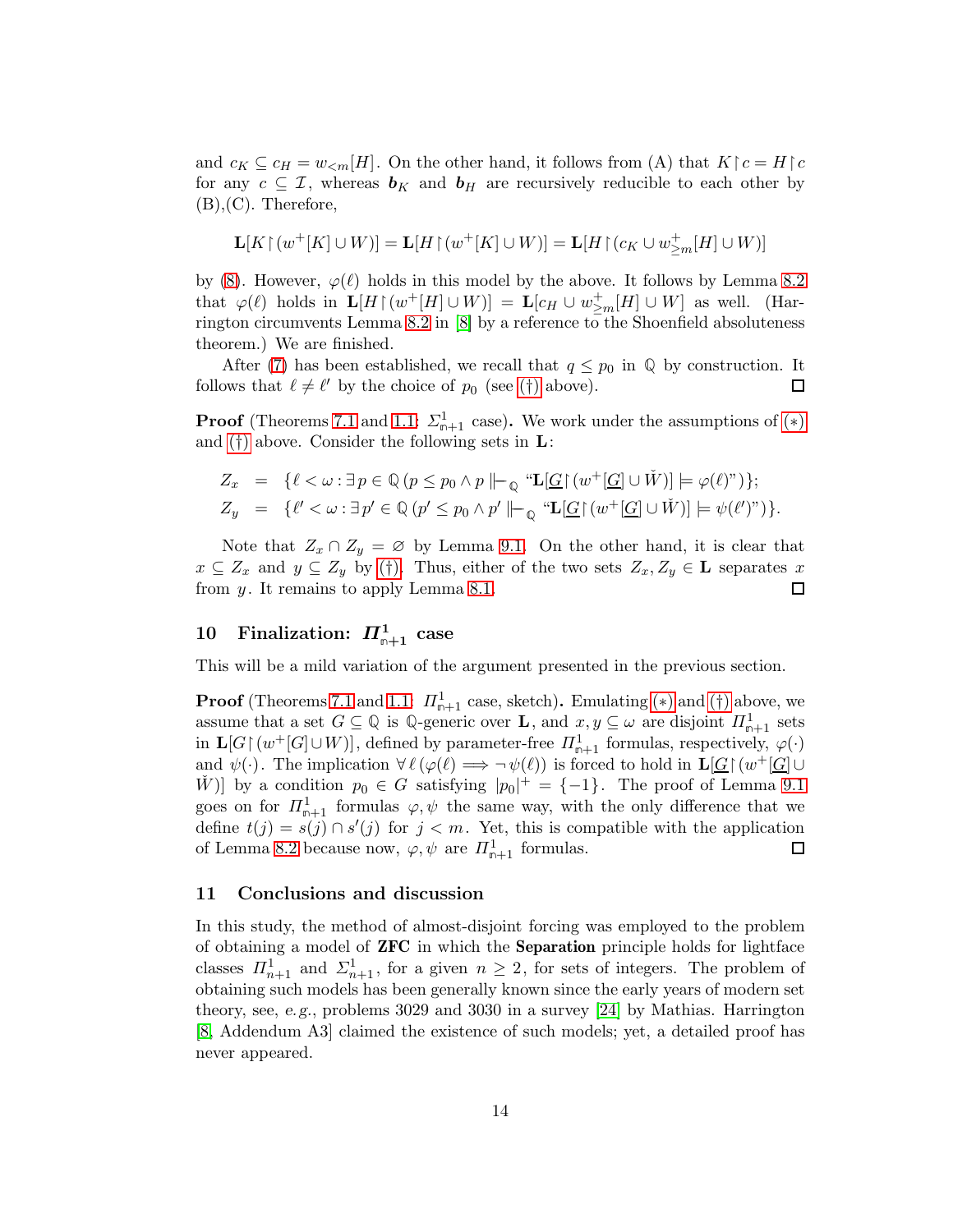and $c_K \subseteq c_H = w_{<m}[H]$. On the other hand, it follows from (A) that $K \restriction c = H \restriction c$ for any $c \subseteq \mathcal{I}$, whereas $\boldsymbol{b}_K$ and $\boldsymbol{b}_H$ are recursively reducible to each other by (B),(C). Therefore,

$$\mathbf{L}[K \restriction (w^+[K] \cup W)] = \mathbf{L}[H \restriction (w^+[K] \cup W)] = \mathbf{L}[H \restriction (c_K \cup w^+_{\geq m}[H] \cup W)]$$

by (8). However, $\varphi(\ell)$ holds in this model by the above. It follows by Lemma 8.2 that $\varphi(\ell)$ holds in $\mathbf{L}[H \restriction (w^+[H] \cup W)] = \mathbf{L}[c_H \cup w^+_{\geq m}[H] \cup W]$ as well. (Harrington circumvents Lemma 8.2 in [8] by a reference to the Shoenfield absoluteness theorem.) We are finished.

After (7) has been established, we recall that $q \leq p_0$ in $\mathbb{Q}$ by construction. It follows that $\ell \neq \ell'$ by the choice of $p_0$ (see (†) above). □

**Proof** (Theorems 7.1 and 1.1: $\Sigma^1_{n+1}$ case)**.** We work under the assumptions of (∗) and (†) above. Consider the following sets in $\mathbf{L}$:

$$\begin{aligned}
Z_x &= \{\ell < \omega : \exists\, p \in \mathbb{Q}\, (p \leq p_0 \wedge p \Vdash_{\mathbb{Q}} \text{“}\mathbf{L}[\underline{G} \restriction (w^+[\underline{G}] \cup \check{W})] \models \varphi(\ell)\text{”})\};\\
Z_y &= \{\ell' < \omega : \exists\, p' \in \mathbb{Q}\, (p' \leq p_0 \wedge p' \Vdash_{\mathbb{Q}} \text{“}\mathbf{L}[\underline{G} \restriction (w^+[\underline{G}] \cup \check{W})] \models \psi(\ell')\text{”})\}.
\end{aligned}$$

Note that $Z_x \cap Z_y = \varnothing$ by Lemma 9.1. On the other hand, it is clear that $x \subseteq Z_x$ and $y \subseteq Z_y$ by (†). Thus, either of the two sets $Z_x, Z_y \in \mathbf{L}$ separates $x$ from $y$. It remains to apply Lemma 8.1. □

## 10 Finalization: $\Pi^1_{n+1}$ case

This will be a mild variation of the argument presented in the previous section.

**Proof** (Theorems 7.1 and 1.1: $\Pi^1_{n+1}$ case, sketch)**.** Emulating (∗) and (†) above, we assume that a set $G \subseteq \mathbb{Q}$ is $\mathbb{Q}$-generic over $\mathbf{L}$, and $x, y \subseteq \omega$ are disjoint $\Pi^1_{n+1}$ sets in $\mathbf{L}[G \restriction (w^+[G] \cup W)]$, defined by parameter-free $\Pi^1_{n+1}$ formulas, respectively, $\varphi(\cdot)$ and $\psi(\cdot)$. The implication $\forall\, \ell\, (\varphi(\ell) \Longrightarrow \neg\, \psi(\ell))$ is forced to hold in $\mathbf{L}[\underline{G} \restriction (w^+[\underline{G}] \cup \check{W})]$ by a condition $p_0 \in G$ satisfying $|p_0|^+ = \{-1\}$. The proof of Lemma 9.1 goes on for $\Pi^1_{n+1}$ formulas $\varphi, \psi$ the same way, with the only difference that we define $t(j) = s(j) \cap s'(j)$ for $j < m$. Yet, this is compatible with the application of Lemma 8.2 because now, $\varphi, \psi$ are $\Pi^1_{n+1}$ formulas. □

## 11 Conclusions and discussion

In this study, the method of almost-disjoint forcing was employed to the problem of obtaining a model of **ZFC** in which the **Separation** principle holds for lightface classes $\Pi^1_{n+1}$ and $\Sigma^1_{n+1}$, for a given $n \geq 2$, for sets of integers. The problem of obtaining such models has been generally known since the early years of modern set theory, see, *e.g.*, problems 3029 and 3030 in a survey [24] by Mathias. Harrington [8, Addendum A3] claimed the existence of such models; yet, a detailed proof has never appeared.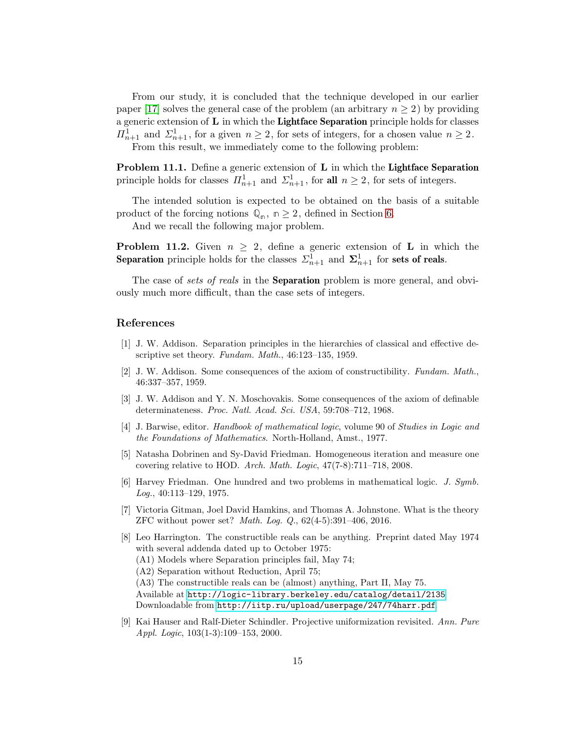From our study, it is concluded that the technique developed in our earlier paper [17] solves the general case of the problem (an arbitrary $n \geq 2$) by providing a generic extension of $\mathbf{L}$ in which the **Lightface Separation** principle holds for classes $\varPi^1_{n+1}$ and $\varSigma^1_{n+1}$, for a given $n \geq 2$, for sets of integers, for a chosen value $n \geq 2$.

From this result, we immediately come to the following problem:

**Problem 11.1.** Define a generic extension of $\mathbf{L}$ in which the **Lightface Separation** principle holds for classes $\varPi^1_{n+1}$ and $\varSigma^1_{n+1}$, for **all** $n \geq 2$, for sets of integers.

The intended solution is expected to be obtained on the basis of a suitable product of the forcing notions $\mathbb{Q}_{\mathbb{n}}$, $\mathbb{n} \geq 2$, defined in Section 6.

And we recall the following major problem.

**Problem 11.2.** Given $n \geq 2$, define a generic extension of $\mathbf{L}$ in which the **Separation** principle holds for the classes $\varSigma^1_{n+1}$ and $\boldsymbol{\Sigma}^1_{n+1}$ for **sets of reals**.

The case of *sets of reals* in the **Separation** problem is more general, and obviously much more difficult, than the case sets of integers.

## References

[1] J. W. Addison. Separation principles in the hierarchies of classical and effective descriptive set theory. *Fundam. Math.*, 46:123–135, 1959.

[2] J. W. Addison. Some consequences of the axiom of constructibility. *Fundam. Math.*, 46:337–357, 1959.

[3] J. W. Addison and Y. N. Moschovakis. Some consequences of the axiom of definable determinateness. *Proc. Natl. Acad. Sci. USA*, 59:708–712, 1968.

[4] J. Barwise, editor. *Handbook of mathematical logic*, volume 90 of *Studies in Logic and the Foundations of Mathematics*. North-Holland, Amst., 1977.

[5] Natasha Dobrinen and Sy-David Friedman. Homogeneous iteration and measure one covering relative to HOD. *Arch. Math. Logic*, 47(7-8):711–718, 2008.

[6] Harvey Friedman. One hundred and two problems in mathematical logic. *J. Symb. Log.*, 40:113–129, 1975.

[7] Victoria Gitman, Joel David Hamkins, and Thomas A. Johnstone. What is the theory ZFC without power set? *Math. Log. Q.*, 62(4-5):391–406, 2016.

[8] Leo Harrington. The constructible reals can be anything. Preprint dated May 1974 with several addenda dated up to October 1975:
(A1) Models where Separation principles fail, May 74;
(A2) Separation without Reduction, April 75;
(A3) The constructible reals can be (almost) anything, Part II, May 75.
Available at http://logic-library.berkeley.edu/catalog/detail/2135
Downloadable from http://iitp.ru/upload/userpage/247/74harr.pdf

[9] Kai Hauser and Ralf-Dieter Schindler. Projective uniformization revisited. *Ann. Pure Appl. Logic*, 103(1-3):109–153, 2000.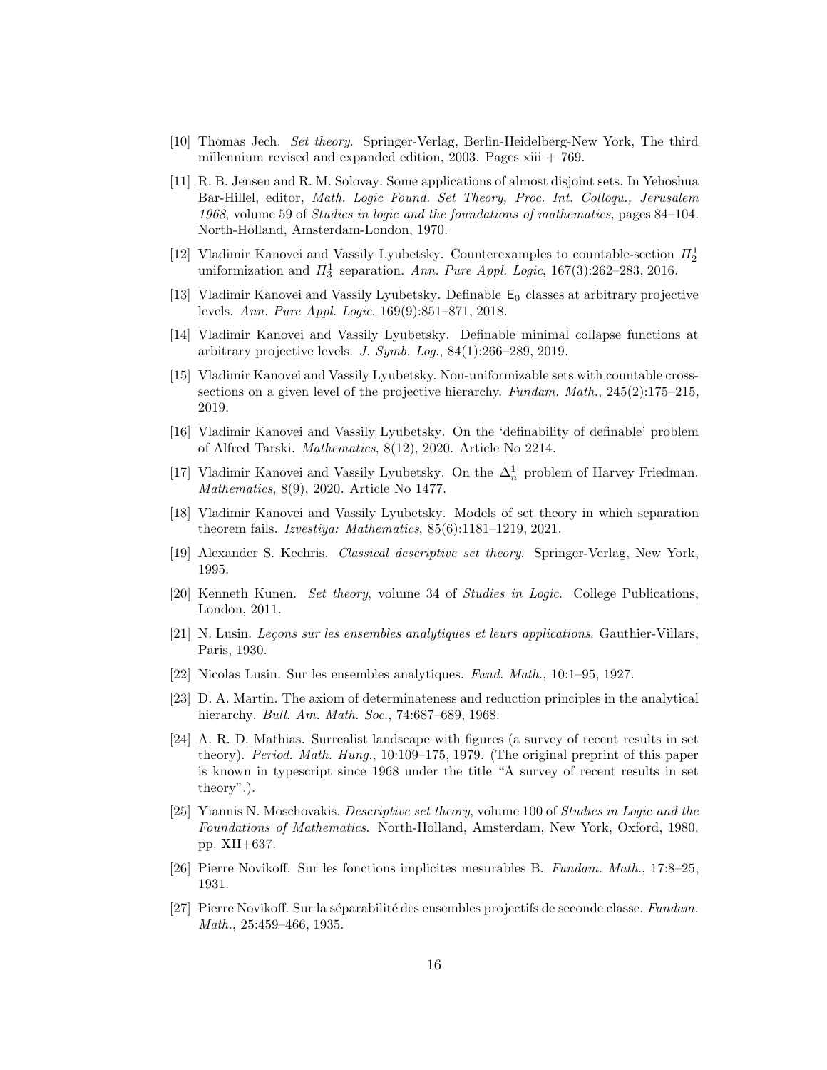[10] Thomas Jech. *Set theory*. Springer-Verlag, Berlin-Heidelberg-New York, The third millennium revised and expanded edition, 2003. Pages xiii + 769.

[11] R. B. Jensen and R. M. Solovay. Some applications of almost disjoint sets. In Yehoshua Bar-Hillel, editor, *Math. Logic Found. Set Theory, Proc. Int. Colloqu., Jerusalem 1968*, volume 59 of *Studies in logic and the foundations of mathematics*, pages 84–104. North-Holland, Amsterdam-London, 1970.

[12] Vladimir Kanovei and Vassily Lyubetsky. Counterexamples to countable-section $\Pi^1_2$ uniformization and $\Pi^1_3$ separation. *Ann. Pure Appl. Logic*, 167(3):262–283, 2016.

[13] Vladimir Kanovei and Vassily Lyubetsky. Definable $\mathsf{E}_0$ classes at arbitrary projective levels. *Ann. Pure Appl. Logic*, 169(9):851–871, 2018.

[14] Vladimir Kanovei and Vassily Lyubetsky. Definable minimal collapse functions at arbitrary projective levels. *J. Symb. Log.*, 84(1):266–289, 2019.

[15] Vladimir Kanovei and Vassily Lyubetsky. Non-uniformizable sets with countable cross-sections on a given level of the projective hierarchy. *Fundam. Math.*, 245(2):175–215, 2019.

[16] Vladimir Kanovei and Vassily Lyubetsky. On the 'definability of definable' problem of Alfred Tarski. *Mathematics*, 8(12), 2020. Article No 2214.

[17] Vladimir Kanovei and Vassily Lyubetsky. On the $\Delta^1_n$ problem of Harvey Friedman. *Mathematics*, 8(9), 2020. Article No 1477.

[18] Vladimir Kanovei and Vassily Lyubetsky. Models of set theory in which separation theorem fails. *Izvestiya: Mathematics*, 85(6):1181–1219, 2021.

[19] Alexander S. Kechris. *Classical descriptive set theory*. Springer-Verlag, New York, 1995.

[20] Kenneth Kunen. *Set theory*, volume 34 of *Studies in Logic*. College Publications, London, 2011.

[21] N. Lusin. *Leçons sur les ensembles analytiques et leurs applications*. Gauthier-Villars, Paris, 1930.

[22] Nicolas Lusin. Sur les ensembles analytiques. *Fund. Math.*, 10:1–95, 1927.

[23] D. A. Martin. The axiom of determinateness and reduction principles in the analytical hierarchy. *Bull. Am. Math. Soc.*, 74:687–689, 1968.

[24] A. R. D. Mathias. Surrealist landscape with figures (a survey of recent results in set theory). *Period. Math. Hung.*, 10:109–175, 1979. (The original preprint of this paper is known in typescript since 1968 under the title "A survey of recent results in set theory".).

[25] Yiannis N. Moschovakis. *Descriptive set theory*, volume 100 of *Studies in Logic and the Foundations of Mathematics*. North-Holland, Amsterdam, New York, Oxford, 1980. pp. XII+637.

[26] Pierre Novikoff. Sur les fonctions implicites mesurables B. *Fundam. Math.*, 17:8–25, 1931.

[27] Pierre Novikoff. Sur la séparabilité des ensembles projectifs de seconde classe. *Fundam. Math.*, 25:459–466, 1935.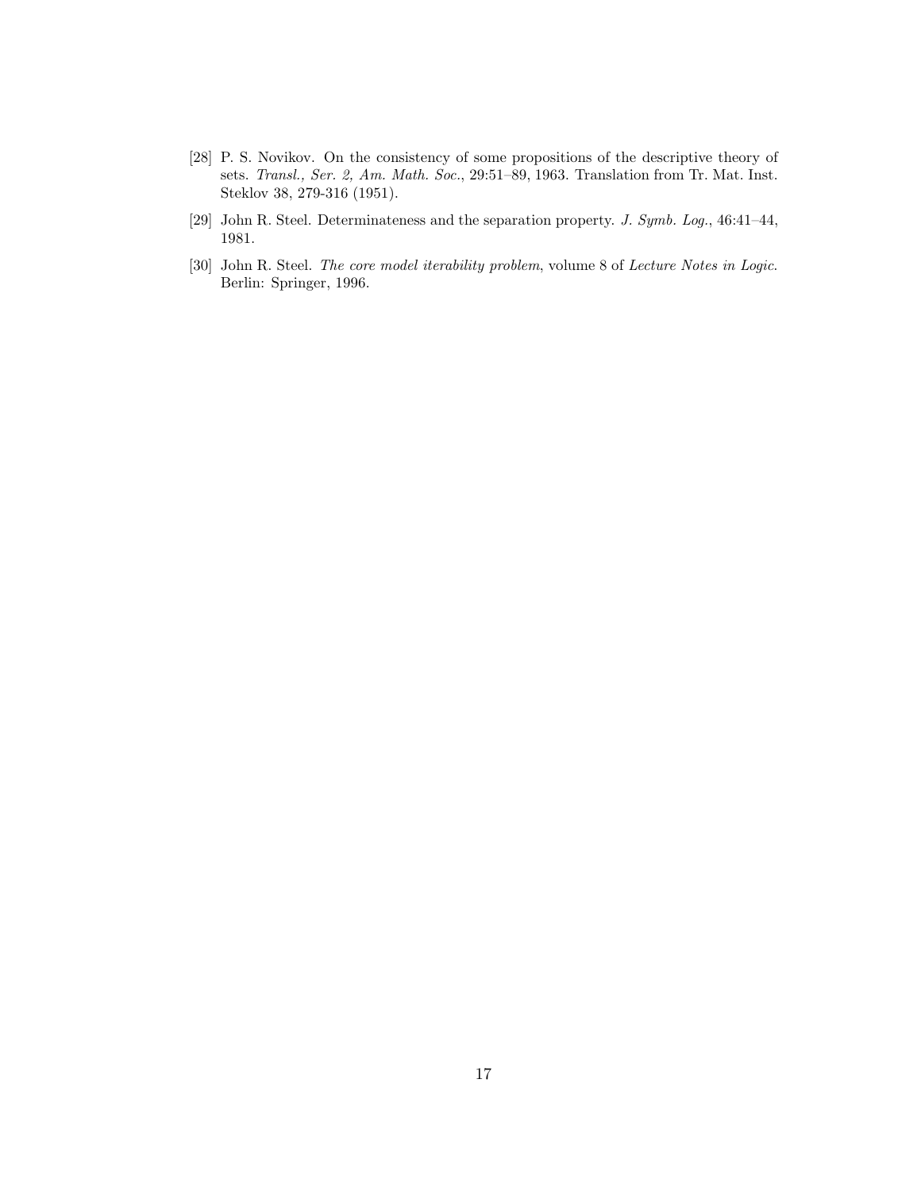[28] P. S. Novikov. On the consistency of some propositions of the descriptive theory of sets. *Transl., Ser. 2, Am. Math. Soc.*, 29:51–89, 1963. Translation from Tr. Mat. Inst. Steklov 38, 279-316 (1951).

[29] John R. Steel. Determinateness and the separation property. *J. Symb. Log.*, 46:41–44, 1981.

[30] John R. Steel. *The core model iterability problem*, volume 8 of *Lecture Notes in Logic*. Berlin: Springer, 1996.